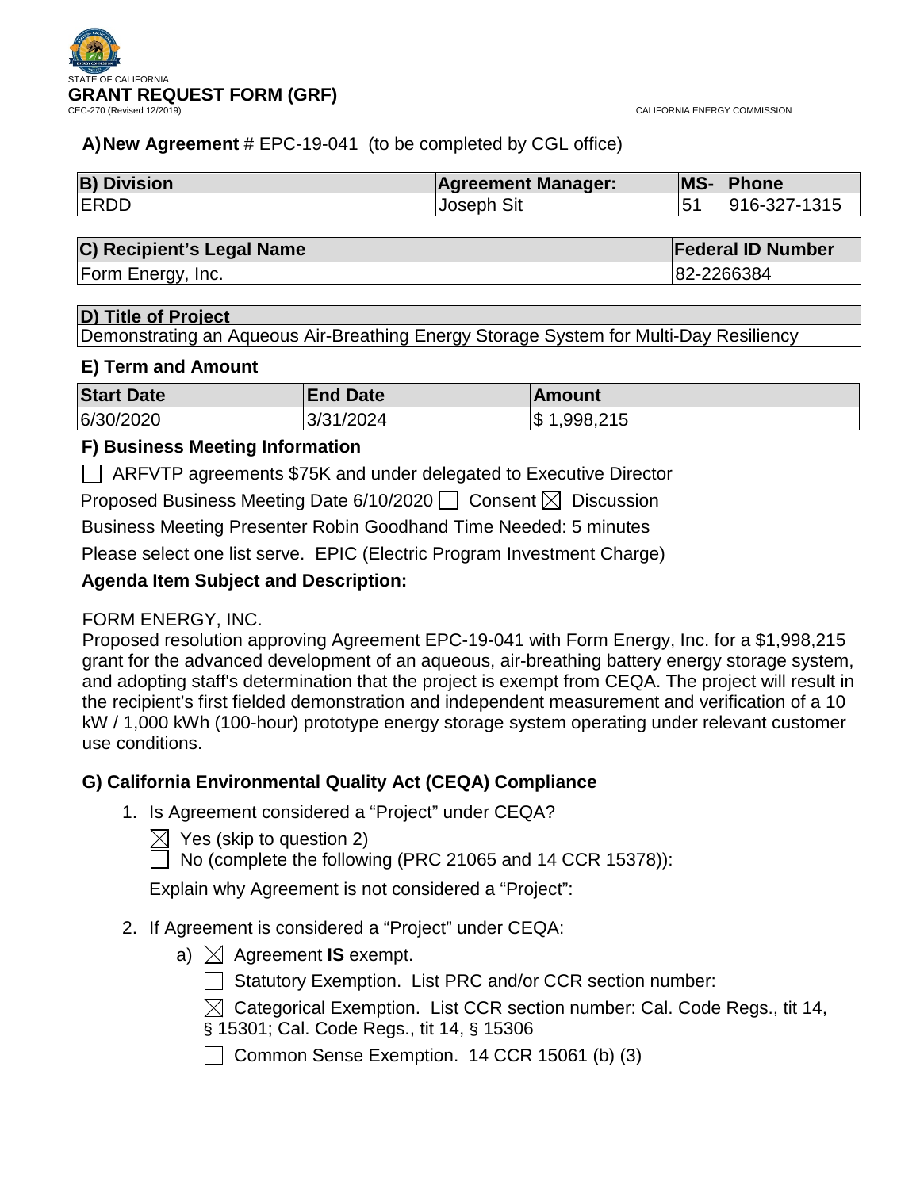STATE OF CALIFORNIA

# GRANT REQUEST FORM (GRF)

CEC-270 (Revised 12/2019)

CALIFORNIA ENERGY COMMISSION

**A) New Agreement** # EPC-19-041 (to be completed by CGL office)

| B) Division | Agreement Manager: | MS- | Phone |
|---|---|---|---|
| ERDD | Joseph Sit | 51 | 916-327-1315 |

| C) Recipient's Legal Name | Federal ID Number |
|---|---|
| Form Energy, Inc. | 82-2266384 |

| D) Title of Project |
|---|
| Demonstrating an Aqueous Air-Breathing Energy Storage System for Multi-Day Resiliency |

### E) Term and Amount

| Start Date | End Date | Amount |
|---|---|---|
| 6/30/2020 | 3/31/2024 | $ 1,998,215 |

### F) Business Meeting Information

☐ ARFVTP agreements $75K and under delegated to Executive Director

Proposed Business Meeting Date 6/10/2020 ☐ Consent ☒ Discussion

Business Meeting Presenter Robin Goodhand Time Needed: 5 minutes

Please select one list serve. EPIC (Electric Program Investment Charge)

**Agenda Item Subject and Description:**

FORM ENERGY, INC.
Proposed resolution approving Agreement EPC-19-041 with Form Energy, Inc. for a $1,998,215 grant for the advanced development of an aqueous, air-breathing battery energy storage system, and adopting staff's determination that the project is exempt from CEQA. The project will result in the recipient's first fielded demonstration and independent measurement and verification of a 10 kW / 1,000 kWh (100-hour) prototype energy storage system operating under relevant customer use conditions.

### G) California Environmental Quality Act (CEQA) Compliance

1. Is Agreement considered a "Project" under CEQA?

   ☒ Yes (skip to question 2)
   ☐ No (complete the following (PRC 21065 and 14 CCR 15378)):

   Explain why Agreement is not considered a "Project":

2. If Agreement is considered a "Project" under CEQA:

   a) ☒ Agreement **IS** exempt.

      ☐ Statutory Exemption. List PRC and/or CCR section number:

      ☒ Categorical Exemption. List CCR section number: Cal. Code Regs., tit 14, § 15301; Cal. Code Regs., tit 14, § 15306

      ☐ Common Sense Exemption. 14 CCR 15061 (b) (3)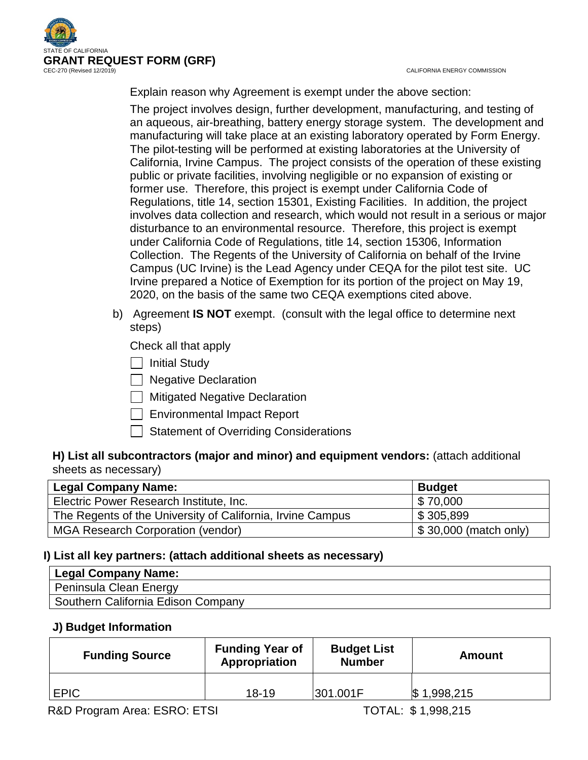Explain reason why Agreement is exempt under the above section:

The project involves design, further development, manufacturing, and testing of an aqueous, air-breathing, battery energy storage system. The development and manufacturing will take place at an existing laboratory operated by Form Energy. The pilot-testing will be performed at existing laboratories at the University of California, Irvine Campus. The project consists of the operation of these existing public or private facilities, involving negligible or no expansion of existing or former use. Therefore, this project is exempt under California Code of Regulations, title 14, section 15301, Existing Facilities. In addition, the project involves data collection and research, which would not result in a serious or major disturbance to an environmental resource. Therefore, this project is exempt under California Code of Regulations, title 14, section 15306, Information Collection. The Regents of the University of California on behalf of the Irvine Campus (UC Irvine) is the Lead Agency under CEQA for the pilot test site. UC Irvine prepared a Notice of Exemption for its portion of the project on May 19, 2020, on the basis of the same two CEQA exemptions cited above.

b) Agreement **IS NOT** exempt. (consult with the legal office to determine next steps)

Check all that apply

- ☐ Initial Study
- ☐ Negative Declaration
- ☐ Mitigated Negative Declaration
- ☐ Environmental Impact Report
- ☐ Statement of Overriding Considerations

**H) List all subcontractors (major and minor) and equipment vendors:** (attach additional sheets as necessary)

| Legal Company Name: | Budget |
|---|---|
| Electric Power Research Institute, Inc. | $ 70,000 |
| The Regents of the University of California, Irvine Campus | $ 305,899 |
| MGA Research Corporation (vendor) | $ 30,000 (match only) |

**I) List all key partners: (attach additional sheets as necessary)**

| Legal Company Name: |
|---|
| Peninsula Clean Energy |
| Southern California Edison Company |

**J) Budget Information**

| Funding Source | Funding Year of Appropriation | Budget List Number | Amount |
|---|---|---|---|
| EPIC | 18-19 | 301.001F | $ 1,998,215 |

R&D Program Area: ESRO: ETSI TOTAL: $ 1,998,215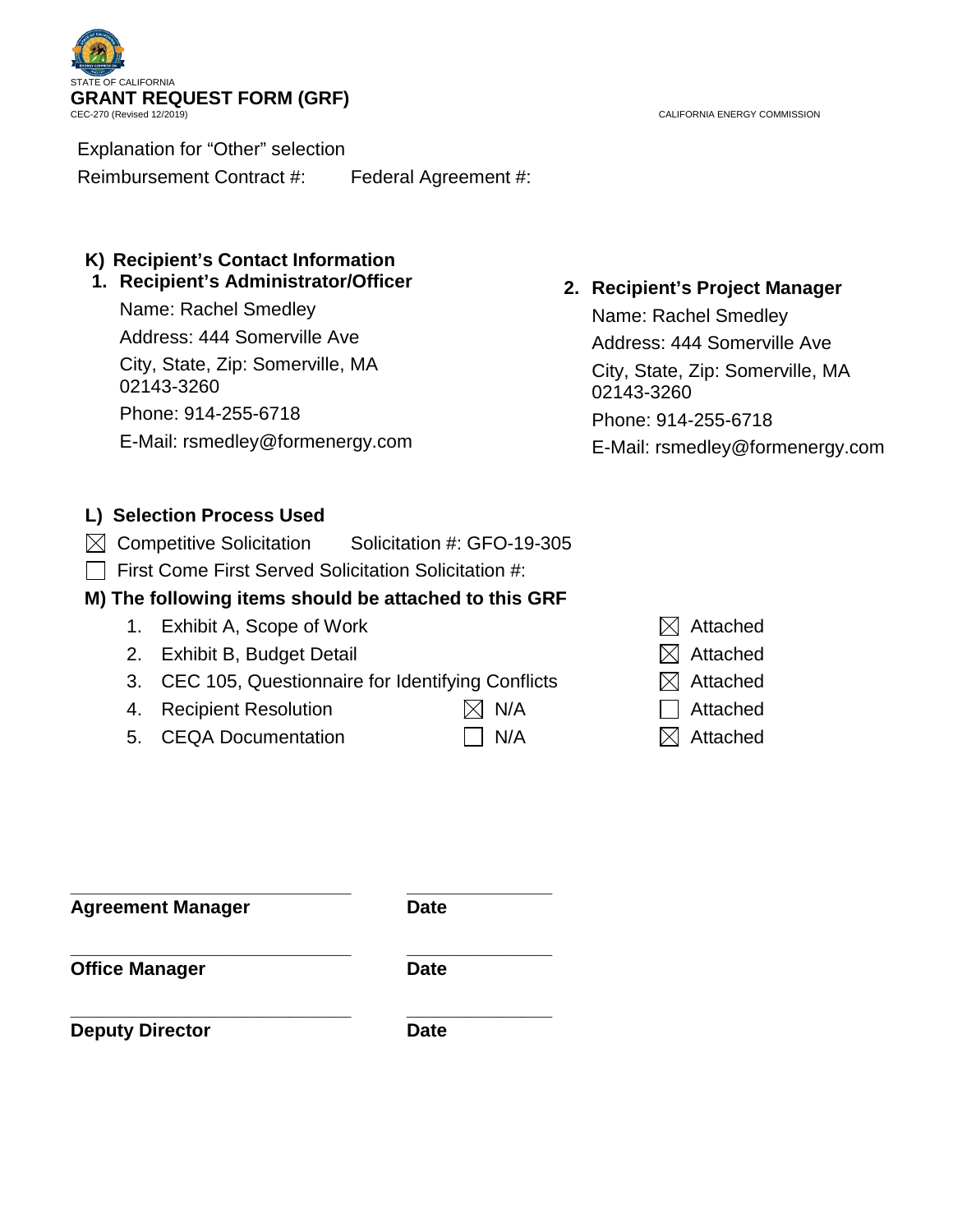STATE OF CALIFORNIA

**GRANT REQUEST FORM (GRF)**

CEC-270 (Revised 12/2019)

CALIFORNIA ENERGY COMMISSION

Explanation for "Other" selection

Reimbursement Contract #: Federal Agreement #:

## K) Recipient's Contact Information

### 1. Recipient's Administrator/Officer

Name: Rachel Smedley

Address: 444 Somerville Ave

City, State, Zip: Somerville, MA 02143-3260

Phone: 914-255-6718

E-Mail: rsmedley@formenergy.com

### 2. Recipient's Project Manager

Name: Rachel Smedley

Address: 444 Somerville Ave

City, State, Zip: Somerville, MA 02143-3260

Phone: 914-255-6718

E-Mail: rsmedley@formenergy.com

## L) Selection Process Used

☒ Competitive Solicitation Solicitation #: GFO-19-305

☐ First Come First Served Solicitation Solicitation #:

## M) The following items should be attached to this GRF

| Item | N/A | Attached |
|---|---|---|
| 1. Exhibit A, Scope of Work | | ☒ Attached |
| 2. Exhibit B, Budget Detail | | ☒ Attached |
| 3. CEC 105, Questionnaire for Identifying Conflicts | | ☒ Attached |
| 4. Recipient Resolution | ☒ N/A | ☐ Attached |
| 5. CEQA Documentation | ☐ N/A | ☒ Attached |

| | |
|---|---|
| _____________________________ | _______________ |
| **Agreement Manager** | **Date** |
| _____________________________ | _______________ |
| **Office Manager** | **Date** |
| _____________________________ | _______________ |
| **Deputy Director** | **Date** |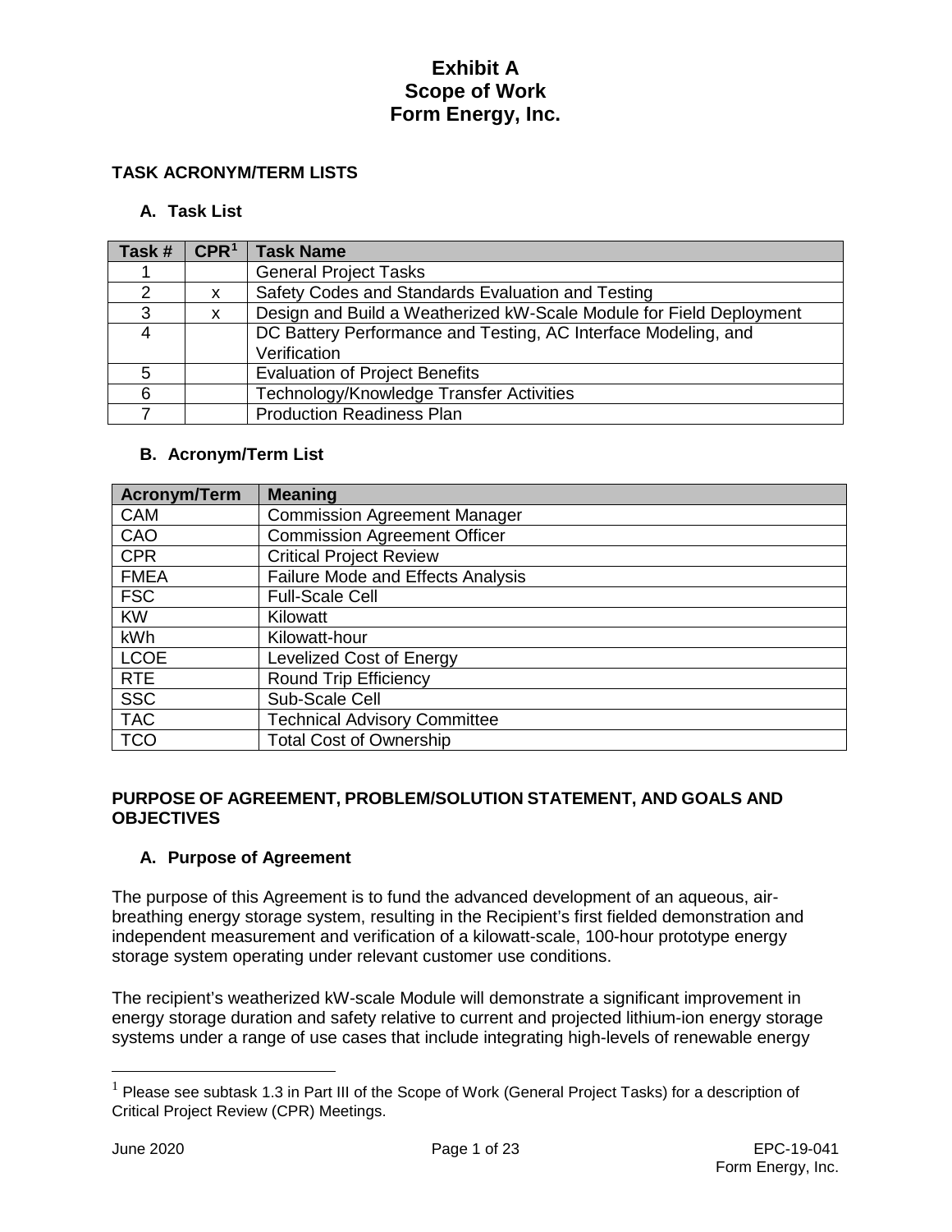# Exhibit A
# Scope of Work
# Form Energy, Inc.

## TASK ACRONYM/TERM LISTS

### A. Task List

| Task # | CPR[1] | Task Name |
|---|---|---|
| 1 | | General Project Tasks |
| 2 | x | Safety Codes and Standards Evaluation and Testing |
| 3 | x | Design and Build a Weatherized kW-Scale Module for Field Deployment |
| 4 | | DC Battery Performance and Testing, AC Interface Modeling, and Verification |
| 5 | | Evaluation of Project Benefits |
| 6 | | Technology/Knowledge Transfer Activities |
| 7 | | Production Readiness Plan |

### B. Acronym/Term List

| Acronym/Term | Meaning |
|---|---|
| CAM | Commission Agreement Manager |
| CAO | Commission Agreement Officer |
| CPR | Critical Project Review |
| FMEA | Failure Mode and Effects Analysis |
| FSC | Full-Scale Cell |
| KW | Kilowatt |
| kWh | Kilowatt-hour |
| LCOE | Levelized Cost of Energy |
| RTE | Round Trip Efficiency |
| SSC | Sub-Scale Cell |
| TAC | Technical Advisory Committee |
| TCO | Total Cost of Ownership |

## PURPOSE OF AGREEMENT, PROBLEM/SOLUTION STATEMENT, AND GOALS AND OBJECTIVES

### A. Purpose of Agreement

The purpose of this Agreement is to fund the advanced development of an aqueous, air-breathing energy storage system, resulting in the Recipient's first fielded demonstration and independent measurement and verification of a kilowatt-scale, 100-hour prototype energy storage system operating under relevant customer use conditions.

The recipient's weatherized kW-scale Module will demonstrate a significant improvement in energy storage duration and safety relative to current and projected lithium-ion energy storage systems under a range of use cases that include integrating high-levels of renewable energy

[1] Please see subtask 1.3 in Part III of the Scope of Work (General Project Tasks) for a description of Critical Project Review (CPR) Meetings.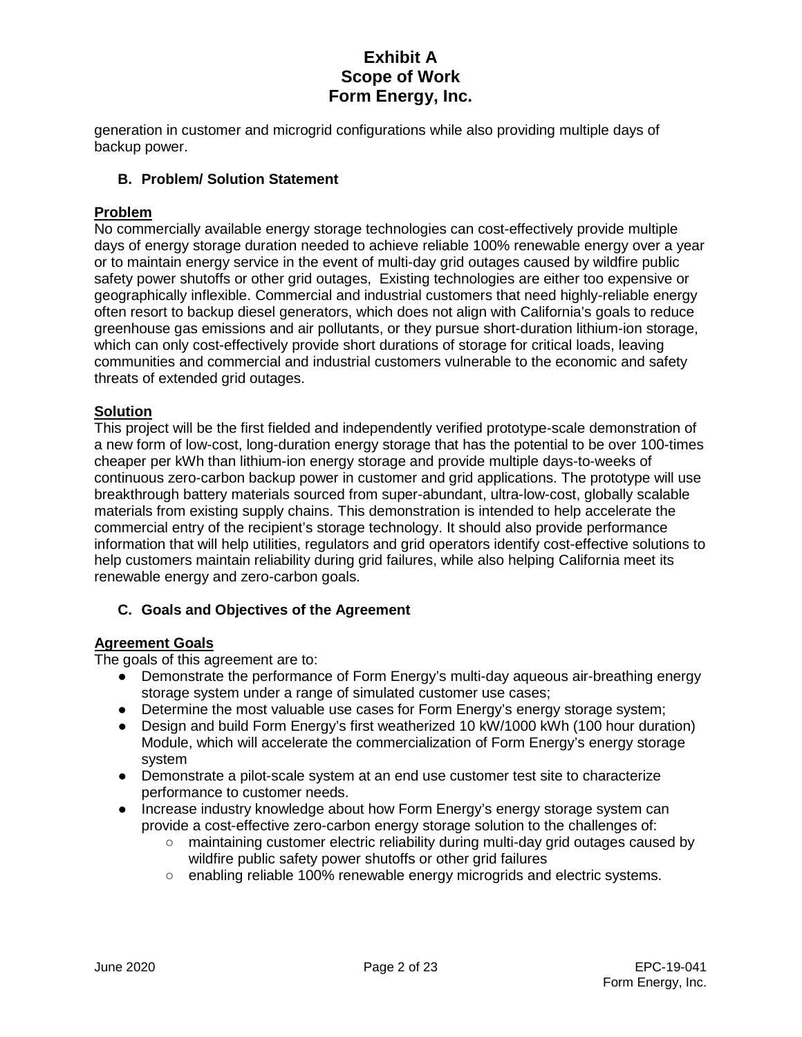generation in customer and microgrid configurations while also providing multiple days of backup power.

### B. Problem/ Solution Statement

**Problem**

No commercially available energy storage technologies can cost-effectively provide multiple days of energy storage duration needed to achieve reliable 100% renewable energy over a year or to maintain energy service in the event of multi-day grid outages caused by wildfire public safety power shutoffs or other grid outages, Existing technologies are either too expensive or geographically inflexible. Commercial and industrial customers that need highly-reliable energy often resort to backup diesel generators, which does not align with California's goals to reduce greenhouse gas emissions and air pollutants, or they pursue short-duration lithium-ion storage, which can only cost-effectively provide short durations of storage for critical loads, leaving communities and commercial and industrial customers vulnerable to the economic and safety threats of extended grid outages.

**Solution**

This project will be the first fielded and independently verified prototype-scale demonstration of a new form of low-cost, long-duration energy storage that has the potential to be over 100-times cheaper per kWh than lithium-ion energy storage and provide multiple days-to-weeks of continuous zero-carbon backup power in customer and grid applications. The prototype will use breakthrough battery materials sourced from super-abundant, ultra-low-cost, globally scalable materials from existing supply chains. This demonstration is intended to help accelerate the commercial entry of the recipient's storage technology. It should also provide performance information that will help utilities, regulators and grid operators identify cost-effective solutions to help customers maintain reliability during grid failures, while also helping California meet its renewable energy and zero-carbon goals.

### C. Goals and Objectives of the Agreement

**Agreement Goals**

The goals of this agreement are to:

- Demonstrate the performance of Form Energy's multi-day aqueous air-breathing energy storage system under a range of simulated customer use cases;
- Determine the most valuable use cases for Form Energy's energy storage system;
- Design and build Form Energy's first weatherized 10 kW/1000 kWh (100 hour duration) Module, which will accelerate the commercialization of Form Energy's energy storage system
- Demonstrate a pilot-scale system at an end use customer test site to characterize performance to customer needs.
- Increase industry knowledge about how Form Energy's energy storage system can provide a cost-effective zero-carbon energy storage solution to the challenges of:
  - maintaining customer electric reliability during multi-day grid outages caused by wildfire public safety power shutoffs or other grid failures
  - enabling reliable 100% renewable energy microgrids and electric systems.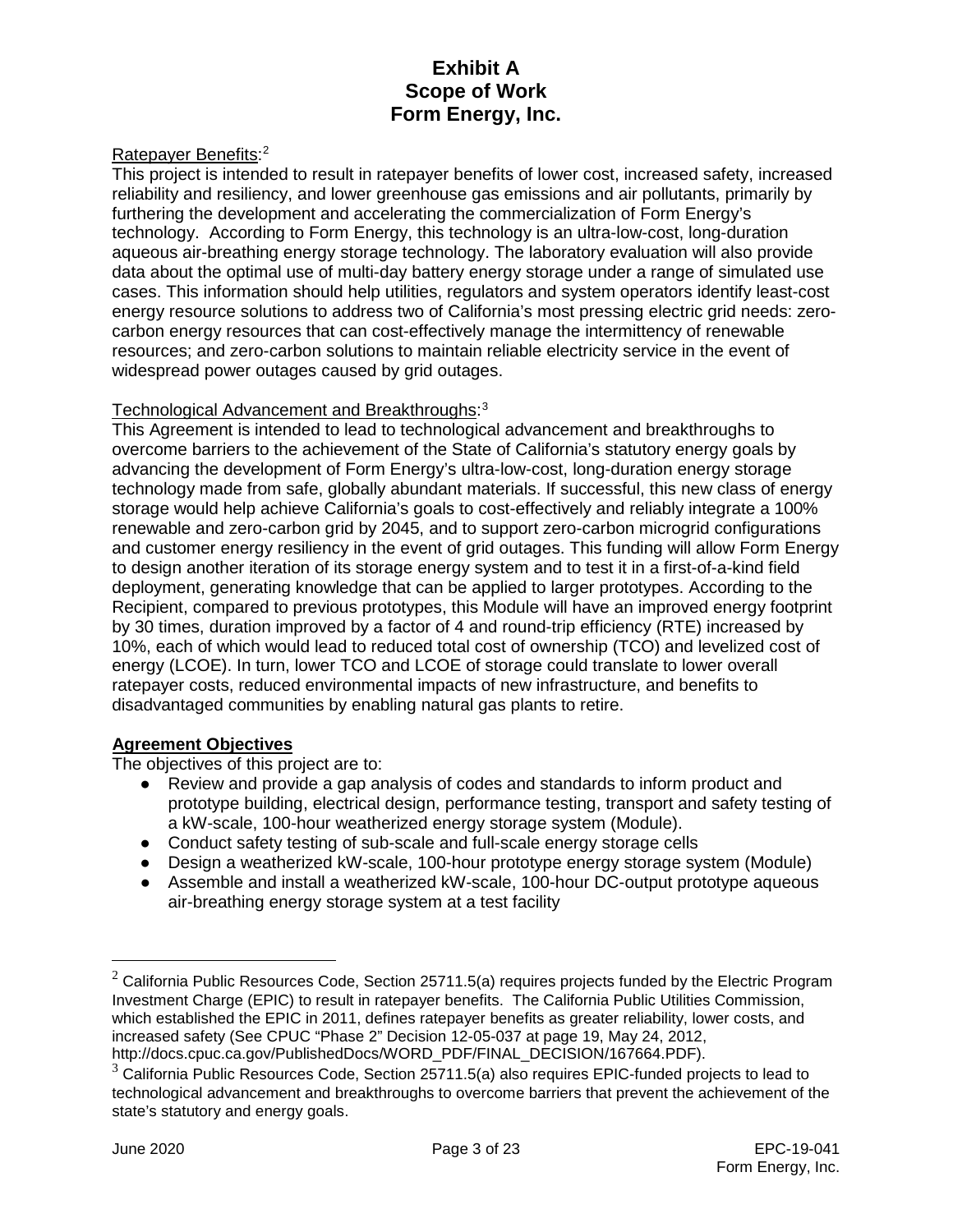Ratepayer Benefits:[2]

This project is intended to result in ratepayer benefits of lower cost, increased safety, increased reliability and resiliency, and lower greenhouse gas emissions and air pollutants, primarily by furthering the development and accelerating the commercialization of Form Energy's technology. According to Form Energy, this technology is an ultra-low-cost, long-duration aqueous air-breathing energy storage technology. The laboratory evaluation will also provide data about the optimal use of multi-day battery energy storage under a range of simulated use cases. This information should help utilities, regulators and system operators identify least-cost energy resource solutions to address two of California's most pressing electric grid needs: zero-carbon energy resources that can cost-effectively manage the intermittency of renewable resources; and zero-carbon solutions to maintain reliable electricity service in the event of widespread power outages caused by grid outages.

Technological Advancement and Breakthroughs:[3]

This Agreement is intended to lead to technological advancement and breakthroughs to overcome barriers to the achievement of the State of California's statutory energy goals by advancing the development of Form Energy's ultra-low-cost, long-duration energy storage technology made from safe, globally abundant materials. If successful, this new class of energy storage would help achieve California's goals to cost-effectively and reliably integrate a 100% renewable and zero-carbon grid by 2045, and to support zero-carbon microgrid configurations and customer energy resiliency in the event of grid outages. This funding will allow Form Energy to design another iteration of its storage energy system and to test it in a first-of-a-kind field deployment, generating knowledge that can be applied to larger prototypes. According to the Recipient, compared to previous prototypes, this Module will have an improved energy footprint by 30 times, duration improved by a factor of 4 and round-trip efficiency (RTE) increased by 10%, each of which would lead to reduced total cost of ownership (TCO) and levelized cost of energy (LCOE). In turn, lower TCO and LCOE of storage could translate to lower overall ratepayer costs, reduced environmental impacts of new infrastructure, and benefits to disadvantaged communities by enabling natural gas plants to retire.

**Agreement Objectives**

The objectives of this project are to:

- Review and provide a gap analysis of codes and standards to inform product and prototype building, electrical design, performance testing, transport and safety testing of a kW-scale, 100-hour weatherized energy storage system (Module).
- Conduct safety testing of sub-scale and full-scale energy storage cells
- Design a weatherized kW-scale, 100-hour prototype energy storage system (Module)
- Assemble and install a weatherized kW-scale, 100-hour DC-output prototype aqueous air-breathing energy storage system at a test facility

[2] California Public Resources Code, Section 25711.5(a) requires projects funded by the Electric Program Investment Charge (EPIC) to result in ratepayer benefits. The California Public Utilities Commission, which established the EPIC in 2011, defines ratepayer benefits as greater reliability, lower costs, and increased safety (See CPUC "Phase 2" Decision 12-05-037 at page 19, May 24, 2012, http://docs.cpuc.ca.gov/PublishedDocs/WORD_PDF/FINAL_DECISION/167664.PDF).

[3] California Public Resources Code, Section 25711.5(a) also requires EPIC-funded projects to lead to technological advancement and breakthroughs to overcome barriers that prevent the achievement of the state's statutory and energy goals.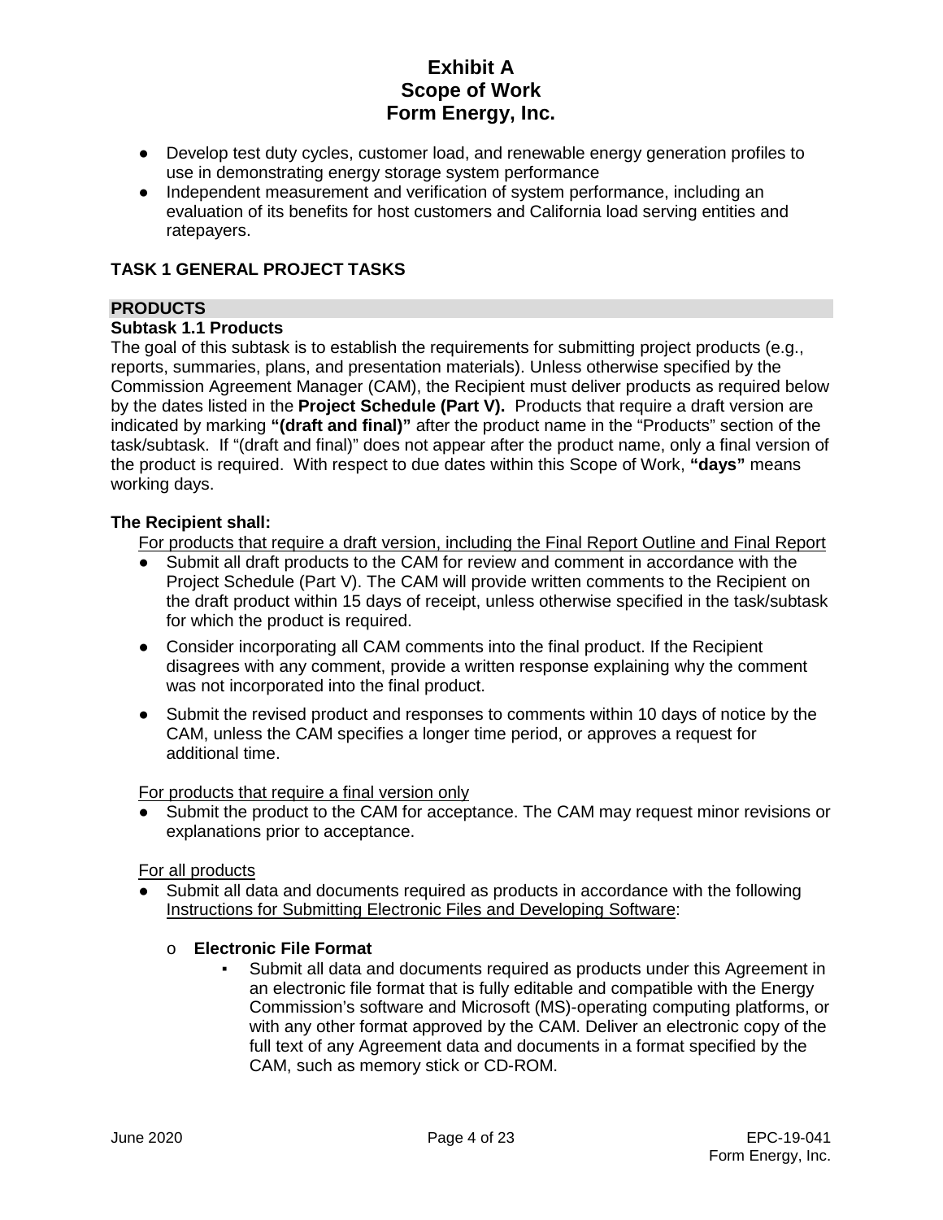- Develop test duty cycles, customer load, and renewable energy generation profiles to use in demonstrating energy storage system performance
- Independent measurement and verification of system performance, including an evaluation of its benefits for host customers and California load serving entities and ratepayers.

## TASK 1 GENERAL PROJECT TASKS

**PRODUCTS**

### Subtask 1.1 Products

The goal of this subtask is to establish the requirements for submitting project products (e.g., reports, summaries, plans, and presentation materials). Unless otherwise specified by the Commission Agreement Manager (CAM), the Recipient must deliver products as required below by the dates listed in the **Project Schedule (Part V).** Products that require a draft version are indicated by marking **"(draft and final)"** after the product name in the "Products" section of the task/subtask. If "(draft and final)" does not appear after the product name, only a final version of the product is required. With respect to due dates within this Scope of Work, **"days"** means working days.

**The Recipient shall:**

For products that require a draft version, including the Final Report Outline and Final Report

- Submit all draft products to the CAM for review and comment in accordance with the Project Schedule (Part V). The CAM will provide written comments to the Recipient on the draft product within 15 days of receipt, unless otherwise specified in the task/subtask for which the product is required.
- Consider incorporating all CAM comments into the final product. If the Recipient disagrees with any comment, provide a written response explaining why the comment was not incorporated into the final product.
- Submit the revised product and responses to comments within 10 days of notice by the CAM, unless the CAM specifies a longer time period, or approves a request for additional time.

For products that require a final version only

- Submit the product to the CAM for acceptance. The CAM may request minor revisions or explanations prior to acceptance.

For all products

- Submit all data and documents required as products in accordance with the following Instructions for Submitting Electronic Files and Developing Software:
  - **Electronic File Format**
    - Submit all data and documents required as products under this Agreement in an electronic file format that is fully editable and compatible with the Energy Commission's software and Microsoft (MS)-operating computing platforms, or with any other format approved by the CAM. Deliver an electronic copy of the full text of any Agreement data and documents in a format specified by the CAM, such as memory stick or CD-ROM.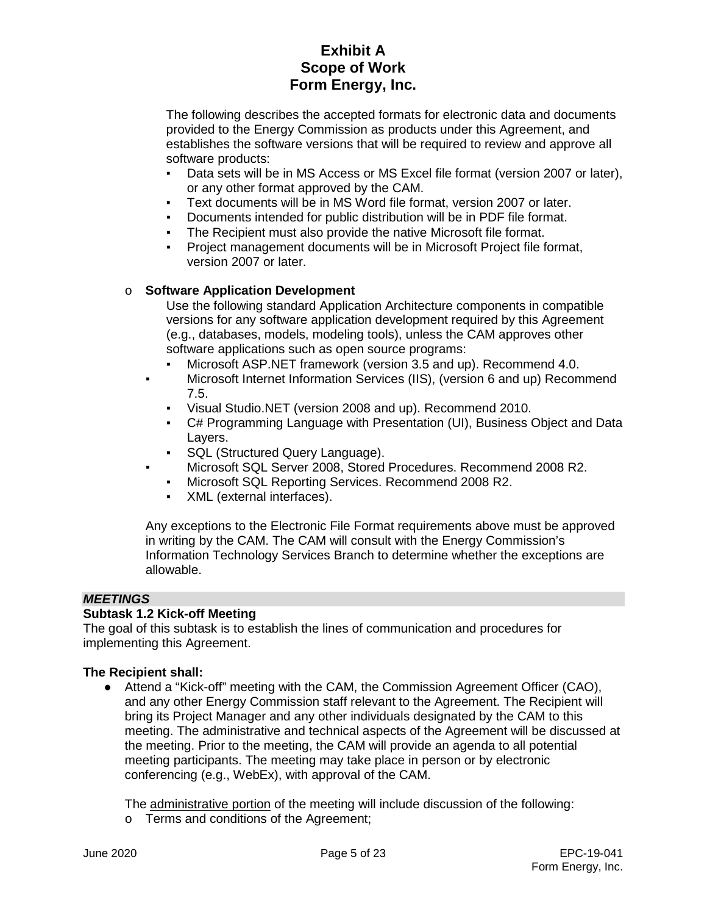The following describes the accepted formats for electronic data and documents provided to the Energy Commission as products under this Agreement, and establishes the software versions that will be required to review and approve all software products:

- Data sets will be in MS Access or MS Excel file format (version 2007 or later), or any other format approved by the CAM.
- Text documents will be in MS Word file format, version 2007 or later.
- Documents intended for public distribution will be in PDF file format.
- The Recipient must also provide the native Microsoft file format.
- Project management documents will be in Microsoft Project file format, version 2007 or later.

- **Software Application Development**

  Use the following standard Application Architecture components in compatible versions for any software application development required by this Agreement (e.g., databases, models, modeling tools), unless the CAM approves other software applications such as open source programs:

  - Microsoft ASP.NET framework (version 3.5 and up). Recommend 4.0.
  - Microsoft Internet Information Services (IIS), (version 6 and up) Recommend 7.5.
  - Visual Studio.NET (version 2008 and up). Recommend 2010.
  - C# Programming Language with Presentation (UI), Business Object and Data Layers.
  - SQL (Structured Query Language).
  - Microsoft SQL Server 2008, Stored Procedures. Recommend 2008 R2.
  - Microsoft SQL Reporting Services. Recommend 2008 R2.
  - XML (external interfaces).

Any exceptions to the Electronic File Format requirements above must be approved in writing by the CAM. The CAM will consult with the Energy Commission's Information Technology Services Branch to determine whether the exceptions are allowable.

***MEETINGS***

**Subtask 1.2 Kick-off Meeting**

The goal of this subtask is to establish the lines of communication and procedures for implementing this Agreement.

**The Recipient shall:**

- Attend a "Kick-off" meeting with the CAM, the Commission Agreement Officer (CAO), and any other Energy Commission staff relevant to the Agreement. The Recipient will bring its Project Manager and any other individuals designated by the CAM to this meeting. The administrative and technical aspects of the Agreement will be discussed at the meeting. Prior to the meeting, the CAM will provide an agenda to all potential meeting participants. The meeting may take place in person or by electronic conferencing (e.g., WebEx), with approval of the CAM.

  The administrative portion of the meeting will include discussion of the following:

  - Terms and conditions of the Agreement;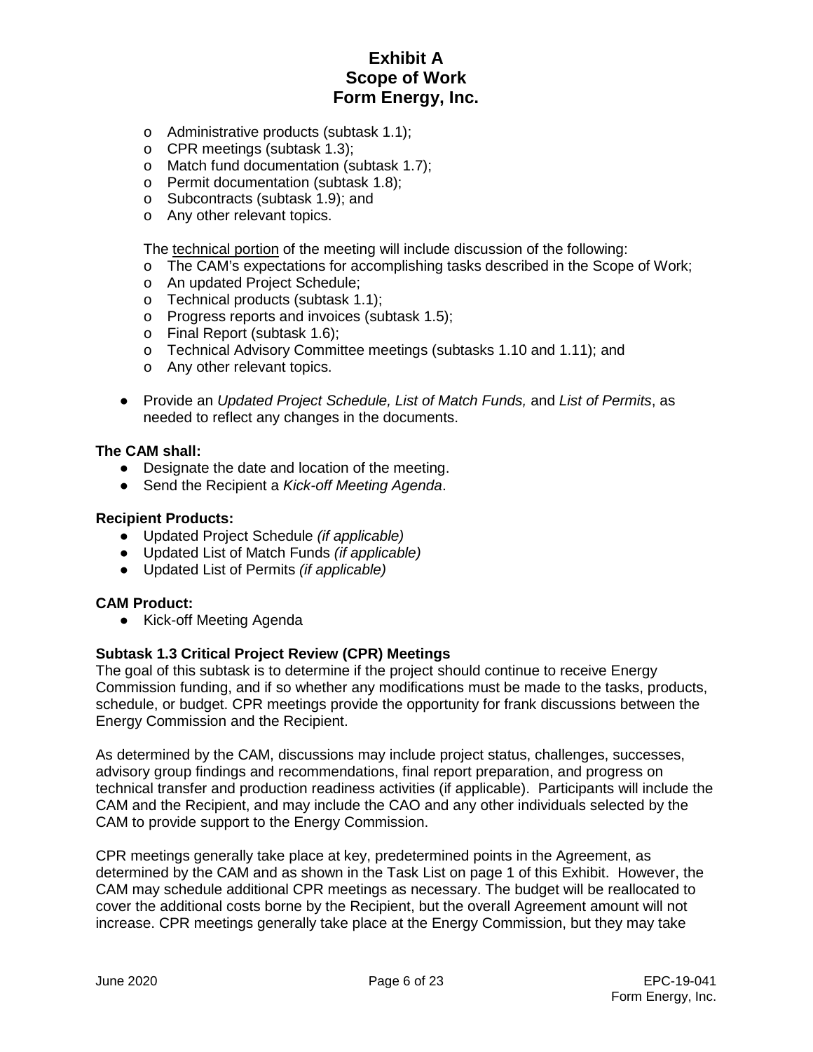- Administrative products (subtask 1.1);
- CPR meetings (subtask 1.3);
- Match fund documentation (subtask 1.7);
- Permit documentation (subtask 1.8);
- Subcontracts (subtask 1.9); and
- Any other relevant topics.

The technical portion of the meeting will include discussion of the following:

- The CAM's expectations for accomplishing tasks described in the Scope of Work;
- An updated Project Schedule;
- Technical products (subtask 1.1);
- Progress reports and invoices (subtask 1.5);
- Final Report (subtask 1.6);
- Technical Advisory Committee meetings (subtasks 1.10 and 1.11); and
- Any other relevant topics.

- Provide an *Updated Project Schedule, List of Match Funds,* and *List of Permits*, as needed to reflect any changes in the documents.

**The CAM shall:**

- Designate the date and location of the meeting.
- Send the Recipient a *Kick-off Meeting Agenda*.

**Recipient Products:**

- Updated Project Schedule *(if applicable)*
- Updated List of Match Funds *(if applicable)*
- Updated List of Permits *(if applicable)*

**CAM Product:**

- Kick-off Meeting Agenda

**Subtask 1.3 Critical Project Review (CPR) Meetings**

The goal of this subtask is to determine if the project should continue to receive Energy Commission funding, and if so whether any modifications must be made to the tasks, products, schedule, or budget. CPR meetings provide the opportunity for frank discussions between the Energy Commission and the Recipient.

As determined by the CAM, discussions may include project status, challenges, successes, advisory group findings and recommendations, final report preparation, and progress on technical transfer and production readiness activities (if applicable). Participants will include the CAM and the Recipient, and may include the CAO and any other individuals selected by the CAM to provide support to the Energy Commission.

CPR meetings generally take place at key, predetermined points in the Agreement, as determined by the CAM and as shown in the Task List on page 1 of this Exhibit. However, the CAM may schedule additional CPR meetings as necessary. The budget will be reallocated to cover the additional costs borne by the Recipient, but the overall Agreement amount will not increase. CPR meetings generally take place at the Energy Commission, but they may take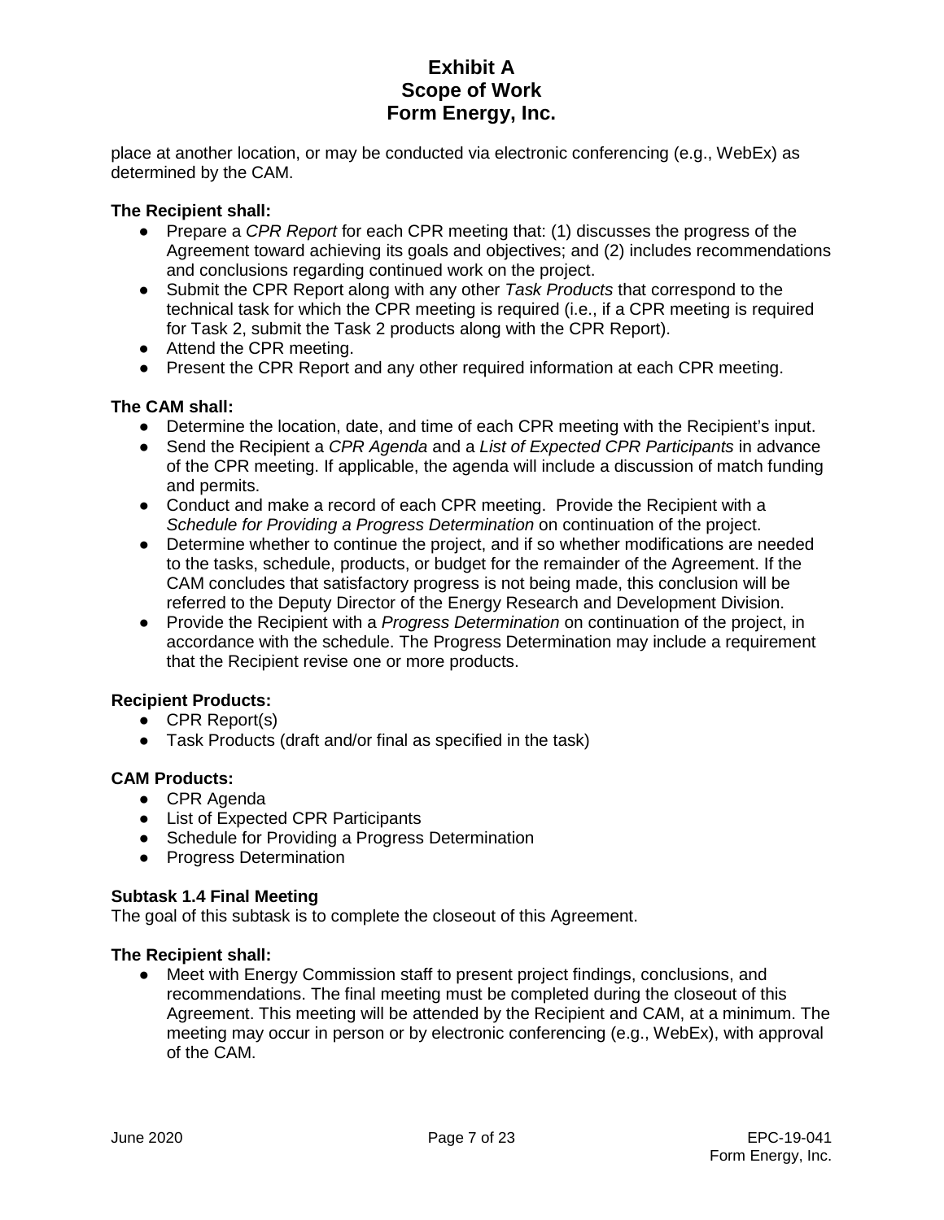place at another location, or may be conducted via electronic conferencing (e.g., WebEx) as determined by the CAM.

**The Recipient shall:**

- Prepare a *CPR Report* for each CPR meeting that: (1) discusses the progress of the Agreement toward achieving its goals and objectives; and (2) includes recommendations and conclusions regarding continued work on the project.
- Submit the CPR Report along with any other *Task Products* that correspond to the technical task for which the CPR meeting is required (i.e., if a CPR meeting is required for Task 2, submit the Task 2 products along with the CPR Report).
- Attend the CPR meeting.
- Present the CPR Report and any other required information at each CPR meeting.

**The CAM shall:**

- Determine the location, date, and time of each CPR meeting with the Recipient's input.
- Send the Recipient a *CPR Agenda* and a *List of Expected CPR Participants* in advance of the CPR meeting. If applicable, the agenda will include a discussion of match funding and permits.
- Conduct and make a record of each CPR meeting. Provide the Recipient with a *Schedule for Providing a Progress Determination* on continuation of the project.
- Determine whether to continue the project, and if so whether modifications are needed to the tasks, schedule, products, or budget for the remainder of the Agreement. If the CAM concludes that satisfactory progress is not being made, this conclusion will be referred to the Deputy Director of the Energy Research and Development Division.
- Provide the Recipient with a *Progress Determination* on continuation of the project, in accordance with the schedule. The Progress Determination may include a requirement that the Recipient revise one or more products.

**Recipient Products:**

- CPR Report(s)
- Task Products (draft and/or final as specified in the task)

**CAM Products:**

- CPR Agenda
- List of Expected CPR Participants
- Schedule for Providing a Progress Determination
- Progress Determination

**Subtask 1.4 Final Meeting**

The goal of this subtask is to complete the closeout of this Agreement.

**The Recipient shall:**

- Meet with Energy Commission staff to present project findings, conclusions, and recommendations. The final meeting must be completed during the closeout of this Agreement. This meeting will be attended by the Recipient and CAM, at a minimum. The meeting may occur in person or by electronic conferencing (e.g., WebEx), with approval of the CAM.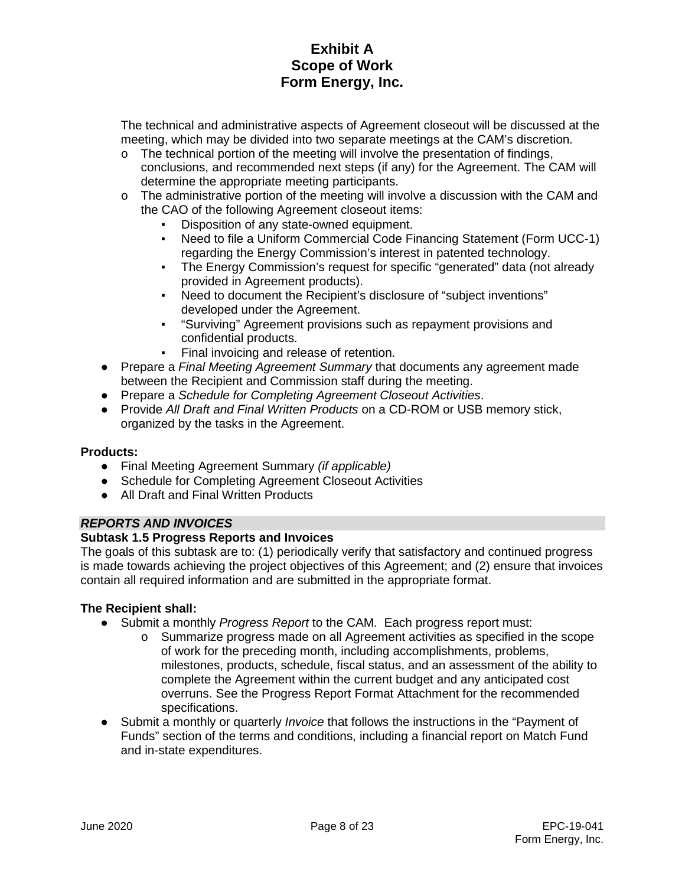The technical and administrative aspects of Agreement closeout will be discussed at the meeting, which may be divided into two separate meetings at the CAM's discretion.

- The technical portion of the meeting will involve the presentation of findings, conclusions, and recommended next steps (if any) for the Agreement. The CAM will determine the appropriate meeting participants.
- The administrative portion of the meeting will involve a discussion with the CAM and the CAO of the following Agreement closeout items:
  - Disposition of any state-owned equipment.
  - Need to file a Uniform Commercial Code Financing Statement (Form UCC-1) regarding the Energy Commission's interest in patented technology.
  - The Energy Commission's request for specific "generated" data (not already provided in Agreement products).
  - Need to document the Recipient's disclosure of "subject inventions" developed under the Agreement.
  - "Surviving" Agreement provisions such as repayment provisions and confidential products.
  - Final invoicing and release of retention.

- Prepare a *Final Meeting Agreement Summary* that documents any agreement made between the Recipient and Commission staff during the meeting.
- Prepare a *Schedule for Completing Agreement Closeout Activities*.
- Provide *All Draft and Final Written Products* on a CD-ROM or USB memory stick, organized by the tasks in the Agreement.

**Products:**

- Final Meeting Agreement Summary *(if applicable)*
- Schedule for Completing Agreement Closeout Activities
- All Draft and Final Written Products

***REPORTS AND INVOICES***

**Subtask 1.5 Progress Reports and Invoices**

The goals of this subtask are to: (1) periodically verify that satisfactory and continued progress is made towards achieving the project objectives of this Agreement; and (2) ensure that invoices contain all required information and are submitted in the appropriate format.

**The Recipient shall:**

- Submit a monthly *Progress Report* to the CAM. Each progress report must:
  - Summarize progress made on all Agreement activities as specified in the scope of work for the preceding month, including accomplishments, problems, milestones, products, schedule, fiscal status, and an assessment of the ability to complete the Agreement within the current budget and any anticipated cost overruns. See the Progress Report Format Attachment for the recommended specifications.
- Submit a monthly or quarterly *Invoice* that follows the instructions in the "Payment of Funds" section of the terms and conditions, including a financial report on Match Fund and in-state expenditures.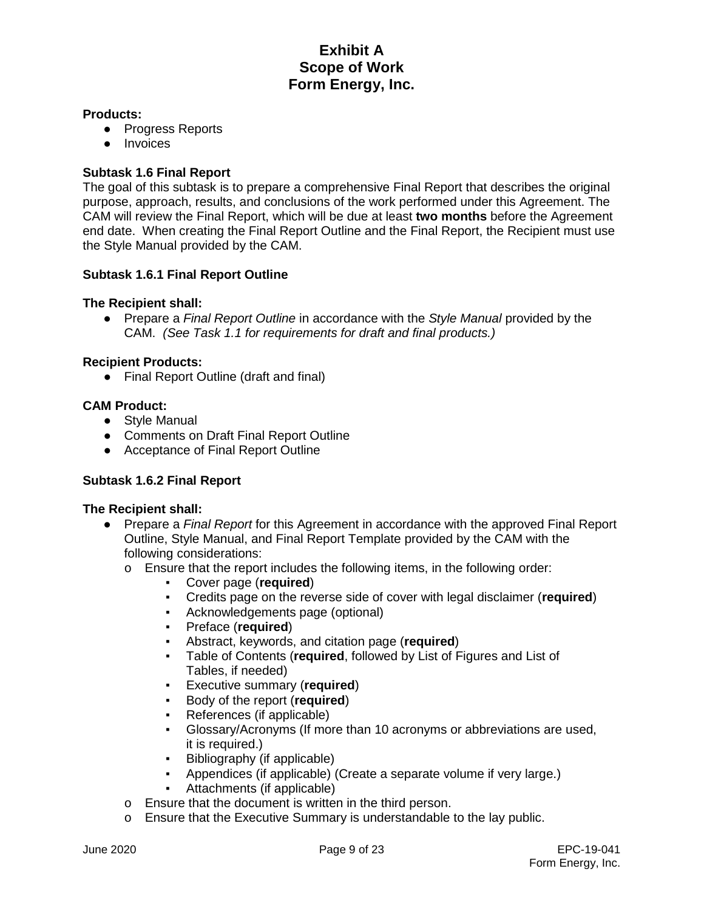**Products:**

- Progress Reports
- Invoices

**Subtask 1.6 Final Report**

The goal of this subtask is to prepare a comprehensive Final Report that describes the original purpose, approach, results, and conclusions of the work performed under this Agreement. The CAM will review the Final Report, which will be due at least **two months** before the Agreement end date. When creating the Final Report Outline and the Final Report, the Recipient must use the Style Manual provided by the CAM.

**Subtask 1.6.1 Final Report Outline**

**The Recipient shall:**

- Prepare a *Final Report Outline* in accordance with the *Style Manual* provided by the CAM. *(See Task 1.1 for requirements for draft and final products.)*

**Recipient Products:**

- Final Report Outline (draft and final)

**CAM Product:**

- Style Manual
- Comments on Draft Final Report Outline
- Acceptance of Final Report Outline

**Subtask 1.6.2 Final Report**

**The Recipient shall:**

- Prepare a *Final Report* for this Agreement in accordance with the approved Final Report Outline, Style Manual, and Final Report Template provided by the CAM with the following considerations:
  - o Ensure that the report includes the following items, in the following order:
    - ▪ Cover page (**required**)
    - ▪ Credits page on the reverse side of cover with legal disclaimer (**required**)
    - ▪ Acknowledgements page (optional)
    - ▪ Preface (**required**)
    - ▪ Abstract, keywords, and citation page (**required**)
    - ▪ Table of Contents (**required**, followed by List of Figures and List of Tables, if needed)
    - ▪ Executive summary (**required**)
    - ▪ Body of the report (**required**)
    - ▪ References (if applicable)
    - ▪ Glossary/Acronyms (If more than 10 acronyms or abbreviations are used, it is required.)
    - ▪ Bibliography (if applicable)
    - ▪ Appendices (if applicable) (Create a separate volume if very large.)
    - ▪ Attachments (if applicable)
  - o Ensure that the document is written in the third person.
  - o Ensure that the Executive Summary is understandable to the lay public.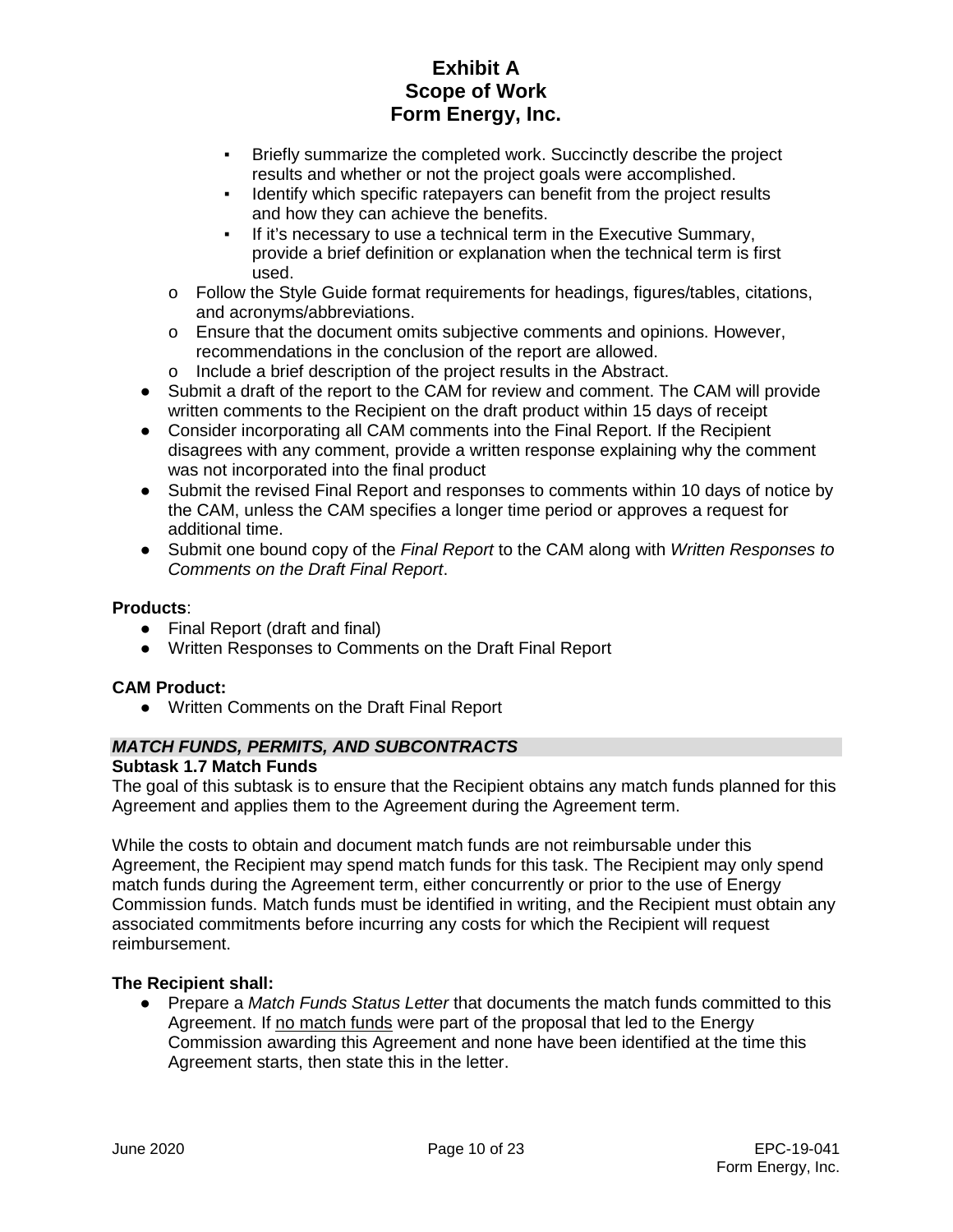- Briefly summarize the completed work. Succinctly describe the project results and whether or not the project goals were accomplished.
        - Identify which specific ratepayers can benefit from the project results and how they can achieve the benefits.
        - If it's necessary to use a technical term in the Executive Summary, provide a brief definition or explanation when the technical term is first used.
    - Follow the Style Guide format requirements for headings, figures/tables, citations, and acronyms/abbreviations.
    - Ensure that the document omits subjective comments and opinions. However, recommendations in the conclusion of the report are allowed.
    - Include a brief description of the project results in the Abstract.
- Submit a draft of the report to the CAM for review and comment. The CAM will provide written comments to the Recipient on the draft product within 15 days of receipt
- Consider incorporating all CAM comments into the Final Report. If the Recipient disagrees with any comment, provide a written response explaining why the comment was not incorporated into the final product
- Submit the revised Final Report and responses to comments within 10 days of notice by the CAM, unless the CAM specifies a longer time period or approves a request for additional time.
- Submit one bound copy of the *Final Report* to the CAM along with *Written Responses to Comments on the Draft Final Report*.

**Products**:
- Final Report (draft and final)
- Written Responses to Comments on the Draft Final Report

**CAM Product:**
- Written Comments on the Draft Final Report

***MATCH FUNDS, PERMITS, AND SUBCONTRACTS***

**Subtask 1.7 Match Funds**

The goal of this subtask is to ensure that the Recipient obtains any match funds planned for this Agreement and applies them to the Agreement during the Agreement term.

While the costs to obtain and document match funds are not reimbursable under this Agreement, the Recipient may spend match funds for this task. The Recipient may only spend match funds during the Agreement term, either concurrently or prior to the use of Energy Commission funds. Match funds must be identified in writing, and the Recipient must obtain any associated commitments before incurring any costs for which the Recipient will request reimbursement.

**The Recipient shall:**
- Prepare a *Match Funds Status Letter* that documents the match funds committed to this Agreement. If no match funds were part of the proposal that led to the Energy Commission awarding this Agreement and none have been identified at the time this Agreement starts, then state this in the letter.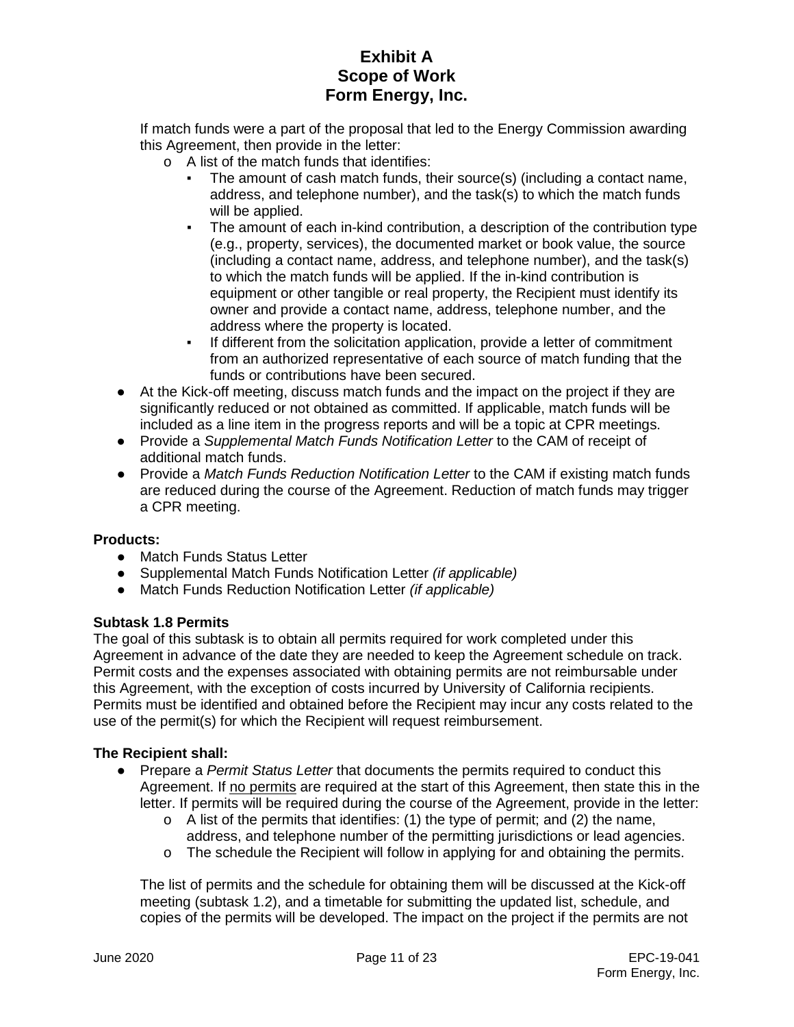If match funds were a part of the proposal that led to the Energy Commission awarding this Agreement, then provide in the letter:

- o A list of the match funds that identifies:
  - ▪ The amount of cash match funds, their source(s) (including a contact name, address, and telephone number), and the task(s) to which the match funds will be applied.
  - ▪ The amount of each in-kind contribution, a description of the contribution type (e.g., property, services), the documented market or book value, the source (including a contact name, address, and telephone number), and the task(s) to which the match funds will be applied. If the in-kind contribution is equipment or other tangible or real property, the Recipient must identify its owner and provide a contact name, address, telephone number, and the address where the property is located.
  - ▪ If different from the solicitation application, provide a letter of commitment from an authorized representative of each source of match funding that the funds or contributions have been secured.

- At the Kick-off meeting, discuss match funds and the impact on the project if they are significantly reduced or not obtained as committed. If applicable, match funds will be included as a line item in the progress reports and will be a topic at CPR meetings.
- Provide a *Supplemental Match Funds Notification Letter* to the CAM of receipt of additional match funds.
- Provide a *Match Funds Reduction Notification Letter* to the CAM if existing match funds are reduced during the course of the Agreement. Reduction of match funds may trigger a CPR meeting.

**Products:**

- Match Funds Status Letter
- Supplemental Match Funds Notification Letter *(if applicable)*
- Match Funds Reduction Notification Letter *(if applicable)*

**Subtask 1.8 Permits**

The goal of this subtask is to obtain all permits required for work completed under this Agreement in advance of the date they are needed to keep the Agreement schedule on track. Permit costs and the expenses associated with obtaining permits are not reimbursable under this Agreement, with the exception of costs incurred by University of California recipients. Permits must be identified and obtained before the Recipient may incur any costs related to the use of the permit(s) for which the Recipient will request reimbursement.

**The Recipient shall:**

- Prepare a *Permit Status Letter* that documents the permits required to conduct this Agreement. If no permits are required at the start of this Agreement, then state this in the letter. If permits will be required during the course of the Agreement, provide in the letter:
  - o A list of the permits that identifies: (1) the type of permit; and (2) the name, address, and telephone number of the permitting jurisdictions or lead agencies.
  - o The schedule the Recipient will follow in applying for and obtaining the permits.

  The list of permits and the schedule for obtaining them will be discussed at the Kick-off meeting (subtask 1.2), and a timetable for submitting the updated list, schedule, and copies of the permits will be developed. The impact on the project if the permits are not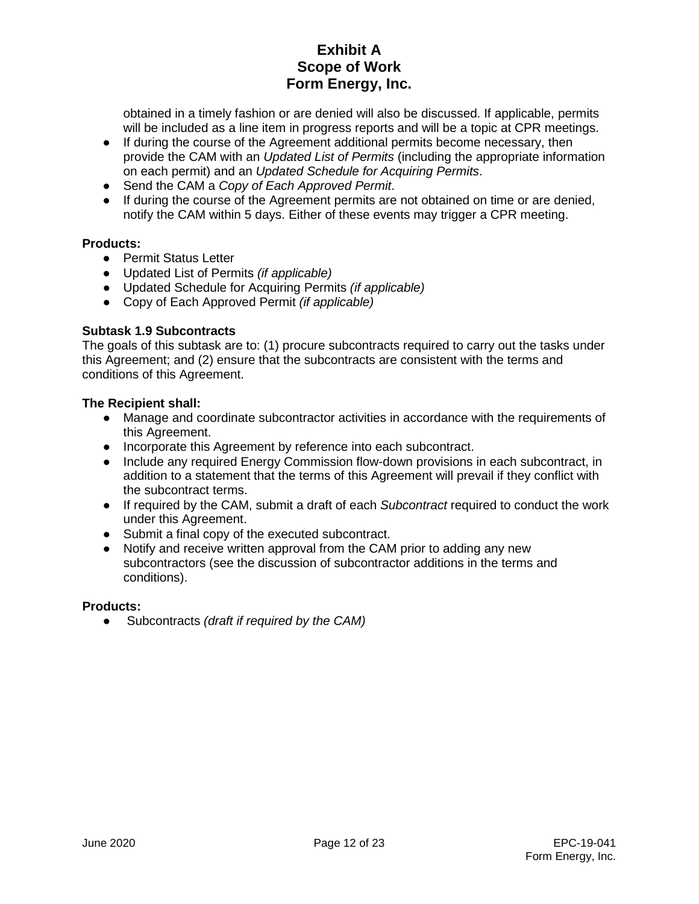obtained in a timely fashion or are denied will also be discussed. If applicable, permits will be included as a line item in progress reports and will be a topic at CPR meetings.

- If during the course of the Agreement additional permits become necessary, then provide the CAM with an *Updated List of Permits* (including the appropriate information on each permit) and an *Updated Schedule for Acquiring Permits*.
- Send the CAM a *Copy of Each Approved Permit*.
- If during the course of the Agreement permits are not obtained on time or are denied, notify the CAM within 5 days. Either of these events may trigger a CPR meeting.

**Products:**

- Permit Status Letter
- Updated List of Permits *(if applicable)*
- Updated Schedule for Acquiring Permits *(if applicable)*
- Copy of Each Approved Permit *(if applicable)*

**Subtask 1.9 Subcontracts**

The goals of this subtask are to: (1) procure subcontracts required to carry out the tasks under this Agreement; and (2) ensure that the subcontracts are consistent with the terms and conditions of this Agreement.

**The Recipient shall:**

- Manage and coordinate subcontractor activities in accordance with the requirements of this Agreement.
- Incorporate this Agreement by reference into each subcontract.
- Include any required Energy Commission flow-down provisions in each subcontract, in addition to a statement that the terms of this Agreement will prevail if they conflict with the subcontract terms.
- If required by the CAM, submit a draft of each *Subcontract* required to conduct the work under this Agreement.
- Submit a final copy of the executed subcontract.
- Notify and receive written approval from the CAM prior to adding any new subcontractors (see the discussion of subcontractor additions in the terms and conditions).

**Products:**

- Subcontracts *(draft if required by the CAM)*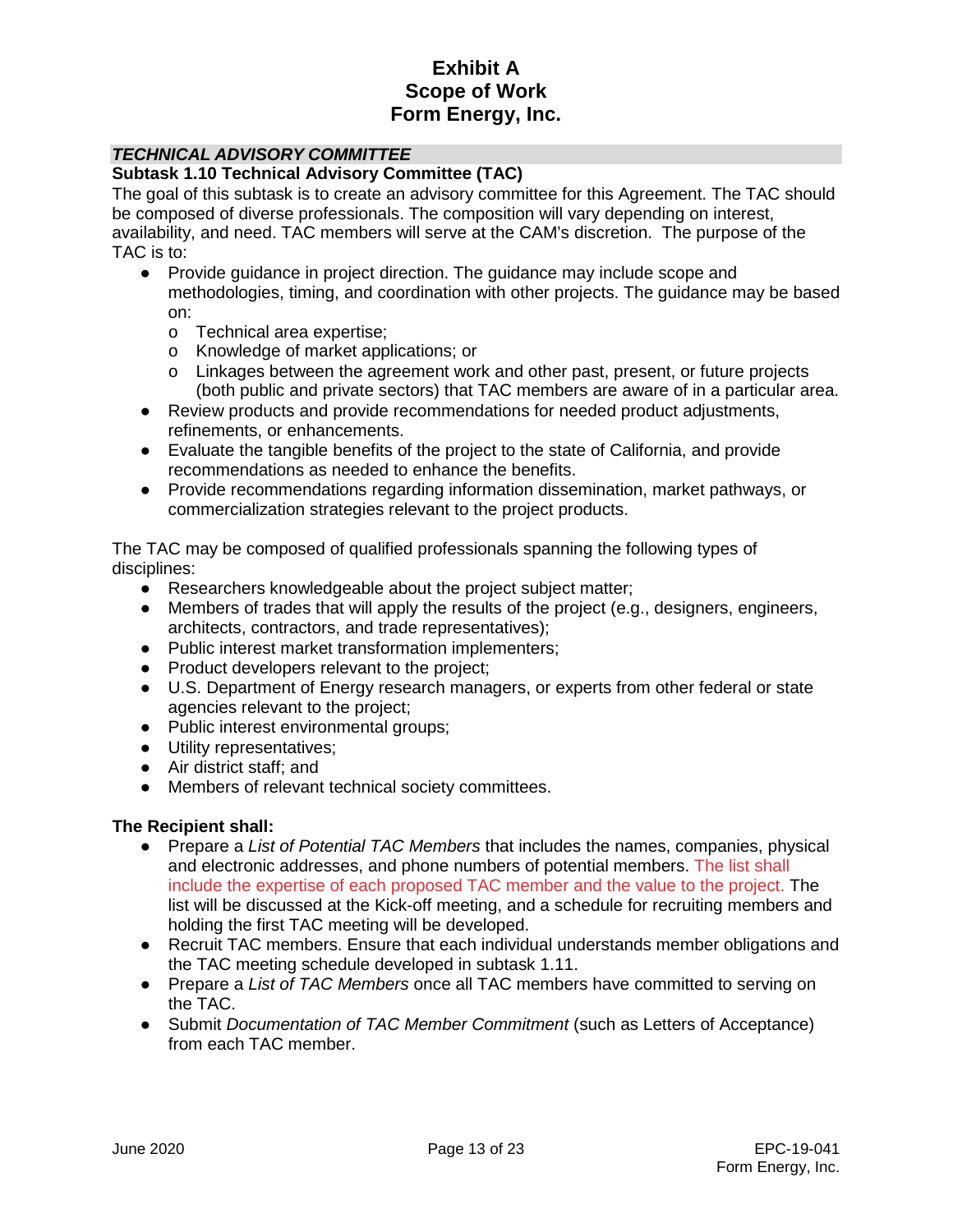# Exhibit A
# Scope of Work
# Form Energy, Inc.

***TECHNICAL ADVISORY COMMITTEE***

**Subtask 1.10 Technical Advisory Committee (TAC)**

The goal of this subtask is to create an advisory committee for this Agreement. The TAC should be composed of diverse professionals. The composition will vary depending on interest, availability, and need. TAC members will serve at the CAM's discretion. The purpose of the TAC is to:

- Provide guidance in project direction. The guidance may include scope and methodologies, timing, and coordination with other projects. The guidance may be based on:
  - Technical area expertise;
  - Knowledge of market applications; or
  - Linkages between the agreement work and other past, present, or future projects (both public and private sectors) that TAC members are aware of in a particular area.
- Review products and provide recommendations for needed product adjustments, refinements, or enhancements.
- Evaluate the tangible benefits of the project to the state of California, and provide recommendations as needed to enhance the benefits.
- Provide recommendations regarding information dissemination, market pathways, or commercialization strategies relevant to the project products.

The TAC may be composed of qualified professionals spanning the following types of disciplines:

- Researchers knowledgeable about the project subject matter;
- Members of trades that will apply the results of the project (e.g., designers, engineers, architects, contractors, and trade representatives);
- Public interest market transformation implementers;
- Product developers relevant to the project;
- U.S. Department of Energy research managers, or experts from other federal or state agencies relevant to the project;
- Public interest environmental groups;
- Utility representatives;
- Air district staff; and
- Members of relevant technical society committees.

**The Recipient shall:**

- Prepare a *List of Potential TAC Members* that includes the names, companies, physical and electronic addresses, and phone numbers of potential members. The list shall include the expertise of each proposed TAC member and the value to the project. The list will be discussed at the Kick-off meeting, and a schedule for recruiting members and holding the first TAC meeting will be developed.
- Recruit TAC members. Ensure that each individual understands member obligations and the TAC meeting schedule developed in subtask 1.11.
- Prepare a *List of TAC Members* once all TAC members have committed to serving on the TAC.
- Submit *Documentation of TAC Member Commitment* (such as Letters of Acceptance) from each TAC member.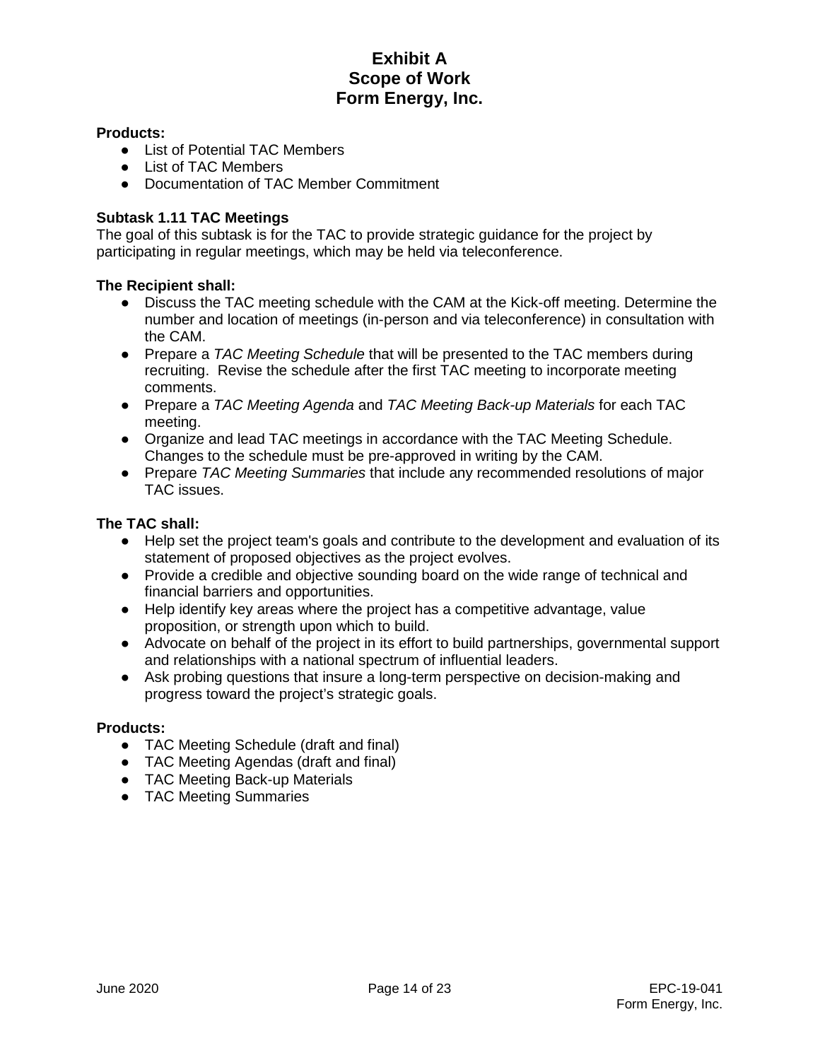**Products:**

- List of Potential TAC Members
- List of TAC Members
- Documentation of TAC Member Commitment

**Subtask 1.11 TAC Meetings**

The goal of this subtask is for the TAC to provide strategic guidance for the project by participating in regular meetings, which may be held via teleconference.

**The Recipient shall:**

- Discuss the TAC meeting schedule with the CAM at the Kick-off meeting. Determine the number and location of meetings (in-person and via teleconference) in consultation with the CAM.
- Prepare a *TAC Meeting Schedule* that will be presented to the TAC members during recruiting. Revise the schedule after the first TAC meeting to incorporate meeting comments.
- Prepare a *TAC Meeting Agenda* and *TAC Meeting Back-up Materials* for each TAC meeting.
- Organize and lead TAC meetings in accordance with the TAC Meeting Schedule. Changes to the schedule must be pre-approved in writing by the CAM.
- Prepare *TAC Meeting Summaries* that include any recommended resolutions of major TAC issues.

**The TAC shall:**

- Help set the project team's goals and contribute to the development and evaluation of its statement of proposed objectives as the project evolves.
- Provide a credible and objective sounding board on the wide range of technical and financial barriers and opportunities.
- Help identify key areas where the project has a competitive advantage, value proposition, or strength upon which to build.
- Advocate on behalf of the project in its effort to build partnerships, governmental support and relationships with a national spectrum of influential leaders.
- Ask probing questions that insure a long-term perspective on decision-making and progress toward the project's strategic goals.

**Products:**

- TAC Meeting Schedule (draft and final)
- TAC Meeting Agendas (draft and final)
- TAC Meeting Back-up Materials
- TAC Meeting Summaries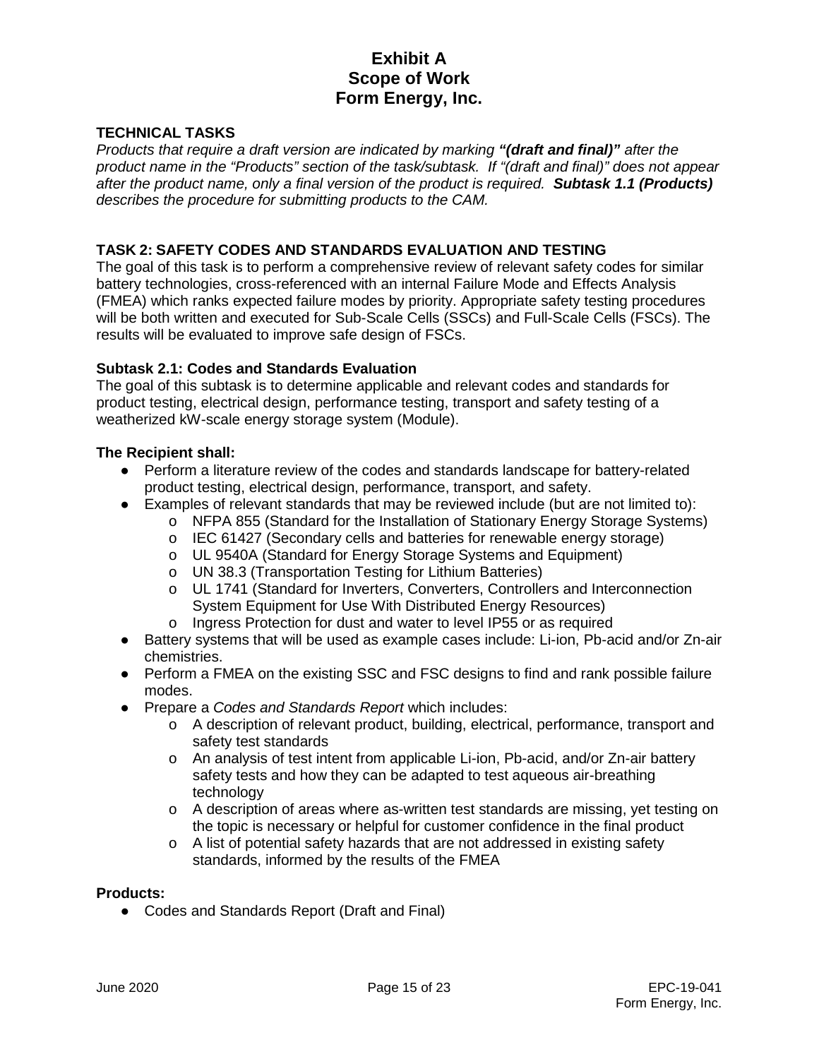# Exhibit A
# Scope of Work
# Form Energy, Inc.

## TECHNICAL TASKS

*Products that require a draft version are indicated by marking **"(draft and final)"** after the product name in the "Products" section of the task/subtask. If "(draft and final)" does not appear after the product name, only a final version of the product is required. **Subtask 1.1 (Products)** describes the procedure for submitting products to the CAM.*

## TASK 2: SAFETY CODES AND STANDARDS EVALUATION AND TESTING

The goal of this task is to perform a comprehensive review of relevant safety codes for similar battery technologies, cross-referenced with an internal Failure Mode and Effects Analysis (FMEA) which ranks expected failure modes by priority. Appropriate safety testing procedures will be both written and executed for Sub-Scale Cells (SSCs) and Full-Scale Cells (FSCs). The results will be evaluated to improve safe design of FSCs.

### Subtask 2.1: Codes and Standards Evaluation

The goal of this subtask is to determine applicable and relevant codes and standards for product testing, electrical design, performance testing, transport and safety testing of a weatherized kW-scale energy storage system (Module).

**The Recipient shall:**

- Perform a literature review of the codes and standards landscape for battery-related product testing, electrical design, performance, transport, and safety.
- Examples of relevant standards that may be reviewed include (but are not limited to):
  - NFPA 855 (Standard for the Installation of Stationary Energy Storage Systems)
  - IEC 61427 (Secondary cells and batteries for renewable energy storage)
  - UL 9540A (Standard for Energy Storage Systems and Equipment)
  - UN 38.3 (Transportation Testing for Lithium Batteries)
  - UL 1741 (Standard for Inverters, Converters, Controllers and Interconnection System Equipment for Use With Distributed Energy Resources)
  - Ingress Protection for dust and water to level IP55 or as required
- Battery systems that will be used as example cases include: Li-ion, Pb-acid and/or Zn-air chemistries.
- Perform a FMEA on the existing SSC and FSC designs to find and rank possible failure modes.
- Prepare a *Codes and Standards Report* which includes:
  - A description of relevant product, building, electrical, performance, transport and safety test standards
  - An analysis of test intent from applicable Li-ion, Pb-acid, and/or Zn-air battery safety tests and how they can be adapted to test aqueous air-breathing technology
  - A description of areas where as-written test standards are missing, yet testing on the topic is necessary or helpful for customer confidence in the final product
  - A list of potential safety hazards that are not addressed in existing safety standards, informed by the results of the FMEA

**Products:**

- Codes and Standards Report (Draft and Final)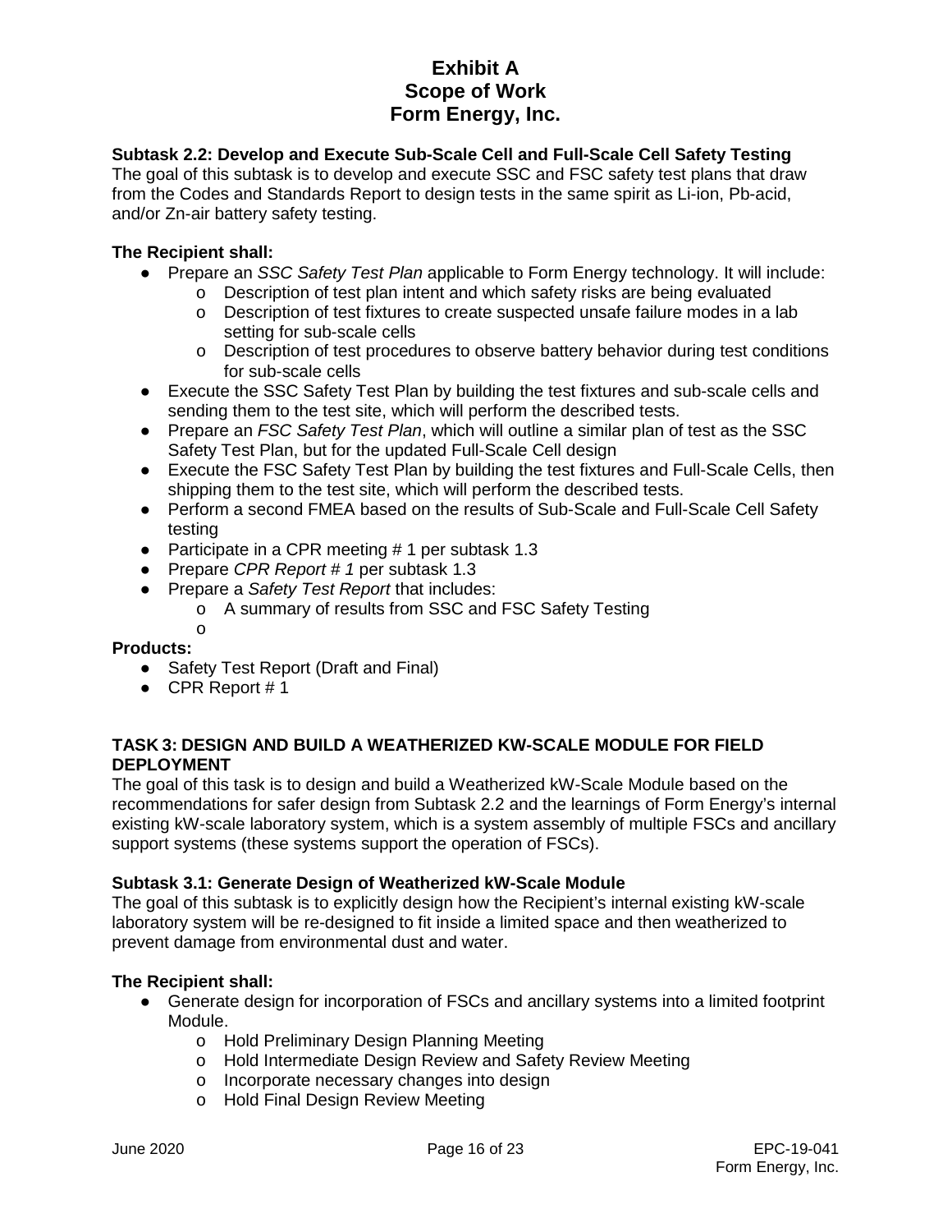**Subtask 2.2: Develop and Execute Sub-Scale Cell and Full-Scale Cell Safety Testing**

The goal of this subtask is to develop and execute SSC and FSC safety test plans that draw from the Codes and Standards Report to design tests in the same spirit as Li-ion, Pb-acid, and/or Zn-air battery safety testing.

**The Recipient shall:**

- Prepare an *SSC Safety Test Plan* applicable to Form Energy technology. It will include:
  - Description of test plan intent and which safety risks are being evaluated
  - Description of test fixtures to create suspected unsafe failure modes in a lab setting for sub-scale cells
  - Description of test procedures to observe battery behavior during test conditions for sub-scale cells
- Execute the SSC Safety Test Plan by building the test fixtures and sub-scale cells and sending them to the test site, which will perform the described tests.
- Prepare an *FSC Safety Test Plan*, which will outline a similar plan of test as the SSC Safety Test Plan, but for the updated Full-Scale Cell design
- Execute the FSC Safety Test Plan by building the test fixtures and Full-Scale Cells, then shipping them to the test site, which will perform the described tests.
- Perform a second FMEA based on the results of Sub-Scale and Full-Scale Cell Safety testing
- Participate in a CPR meeting # 1 per subtask 1.3
- Prepare *CPR Report # 1* per subtask 1.3
- Prepare a *Safety Test Report* that includes:
  - A summary of results from SSC and FSC Safety Testing
  - 

**Products:**

- Safety Test Report (Draft and Final)
- CPR Report # 1

**TASK 3: DESIGN AND BUILD A WEATHERIZED KW-SCALE MODULE FOR FIELD DEPLOYMENT**

The goal of this task is to design and build a Weatherized kW-Scale Module based on the recommendations for safer design from Subtask 2.2 and the learnings of Form Energy's internal existing kW-scale laboratory system, which is a system assembly of multiple FSCs and ancillary support systems (these systems support the operation of FSCs).

**Subtask 3.1: Generate Design of Weatherized kW-Scale Module**

The goal of this subtask is to explicitly design how the Recipient's internal existing kW-scale laboratory system will be re-designed to fit inside a limited space and then weatherized to prevent damage from environmental dust and water.

**The Recipient shall:**

- Generate design for incorporation of FSCs and ancillary systems into a limited footprint Module.
  - Hold Preliminary Design Planning Meeting
  - Hold Intermediate Design Review and Safety Review Meeting
  - Incorporate necessary changes into design
  - Hold Final Design Review Meeting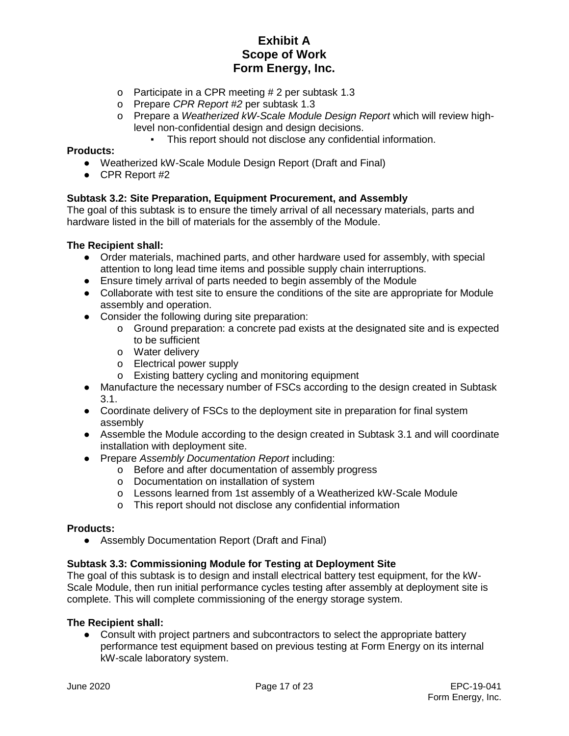- Participate in a CPR meeting # 2 per subtask 1.3
  - Prepare *CPR Report #2* per subtask 1.3
  - Prepare a *Weatherized kW-Scale Module Design Report* which will review high-level non-confidential design and design decisions.
    - This report should not disclose any confidential information.

**Products:**

- Weatherized kW-Scale Module Design Report (Draft and Final)
- CPR Report #2

**Subtask 3.2: Site Preparation, Equipment Procurement, and Assembly**

The goal of this subtask is to ensure the timely arrival of all necessary materials, parts and hardware listed in the bill of materials for the assembly of the Module.

**The Recipient shall:**

- Order materials, machined parts, and other hardware used for assembly, with special attention to long lead time items and possible supply chain interruptions.
- Ensure timely arrival of parts needed to begin assembly of the Module
- Collaborate with test site to ensure the conditions of the site are appropriate for Module assembly and operation.
- Consider the following during site preparation:
  - Ground preparation: a concrete pad exists at the designated site and is expected to be sufficient
  - Water delivery
  - Electrical power supply
  - Existing battery cycling and monitoring equipment
- Manufacture the necessary number of FSCs according to the design created in Subtask 3.1.
- Coordinate delivery of FSCs to the deployment site in preparation for final system assembly
- Assemble the Module according to the design created in Subtask 3.1 and will coordinate installation with deployment site.
- Prepare *Assembly Documentation Report* including:
  - Before and after documentation of assembly progress
  - Documentation on installation of system
  - Lessons learned from 1st assembly of a Weatherized kW-Scale Module
  - This report should not disclose any confidential information

**Products:**

- Assembly Documentation Report (Draft and Final)

**Subtask 3.3: Commissioning Module for Testing at Deployment Site**

The goal of this subtask is to design and install electrical battery test equipment, for the kW-Scale Module, then run initial performance cycles testing after assembly at deployment site is complete. This will complete commissioning of the energy storage system.

**The Recipient shall:**

- Consult with project partners and subcontractors to select the appropriate battery performance test equipment based on previous testing at Form Energy on its internal kW-scale laboratory system.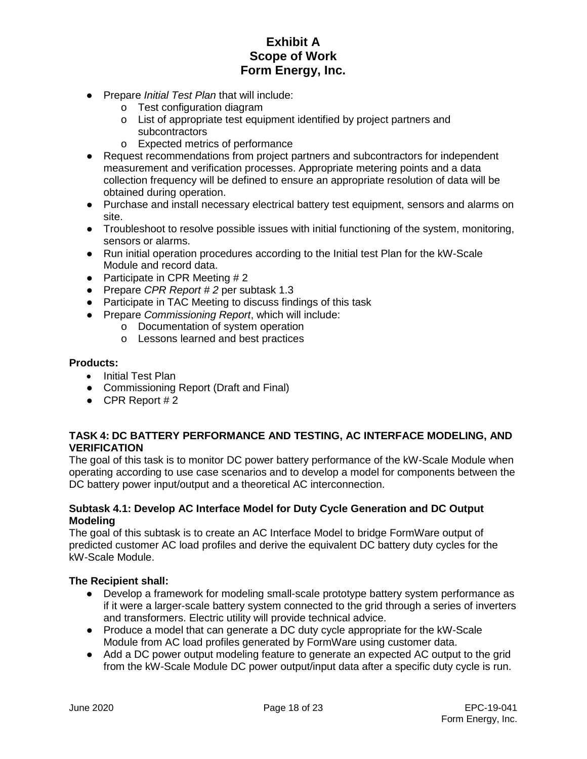- Prepare *Initial Test Plan* that will include:
    - Test configuration diagram
    - List of appropriate test equipment identified by project partners and subcontractors
    - Expected metrics of performance
- Request recommendations from project partners and subcontractors for independent measurement and verification processes. Appropriate metering points and a data collection frequency will be defined to ensure an appropriate resolution of data will be obtained during operation.
- Purchase and install necessary electrical battery test equipment, sensors and alarms on site.
- Troubleshoot to resolve possible issues with initial functioning of the system, monitoring, sensors or alarms.
- Run initial operation procedures according to the Initial test Plan for the kW-Scale Module and record data.
- Participate in CPR Meeting # 2
- Prepare *CPR Report # 2* per subtask 1.3
- Participate in TAC Meeting to discuss findings of this task
- Prepare *Commissioning Report*, which will include:
    - Documentation of system operation
    - Lessons learned and best practices

**Products:**

- Initial Test Plan
- Commissioning Report (Draft and Final)
- CPR Report # 2

### TASK 4: DC BATTERY PERFORMANCE AND TESTING, AC INTERFACE MODELING, AND VERIFICATION

The goal of this task is to monitor DC power battery performance of the kW-Scale Module when operating according to use case scenarios and to develop a model for components between the DC battery power input/output and a theoretical AC interconnection.

#### Subtask 4.1: Develop AC Interface Model for Duty Cycle Generation and DC Output Modeling

The goal of this subtask is to create an AC Interface Model to bridge FormWare output of predicted customer AC load profiles and derive the equivalent DC battery duty cycles for the kW-Scale Module.

**The Recipient shall:**

- Develop a framework for modeling small-scale prototype battery system performance as if it were a larger-scale battery system connected to the grid through a series of inverters and transformers. Electric utility will provide technical advice.
- Produce a model that can generate a DC duty cycle appropriate for the kW-Scale Module from AC load profiles generated by FormWare using customer data.
- Add a DC power output modeling feature to generate an expected AC output to the grid from the kW-Scale Module DC power output/input data after a specific duty cycle is run.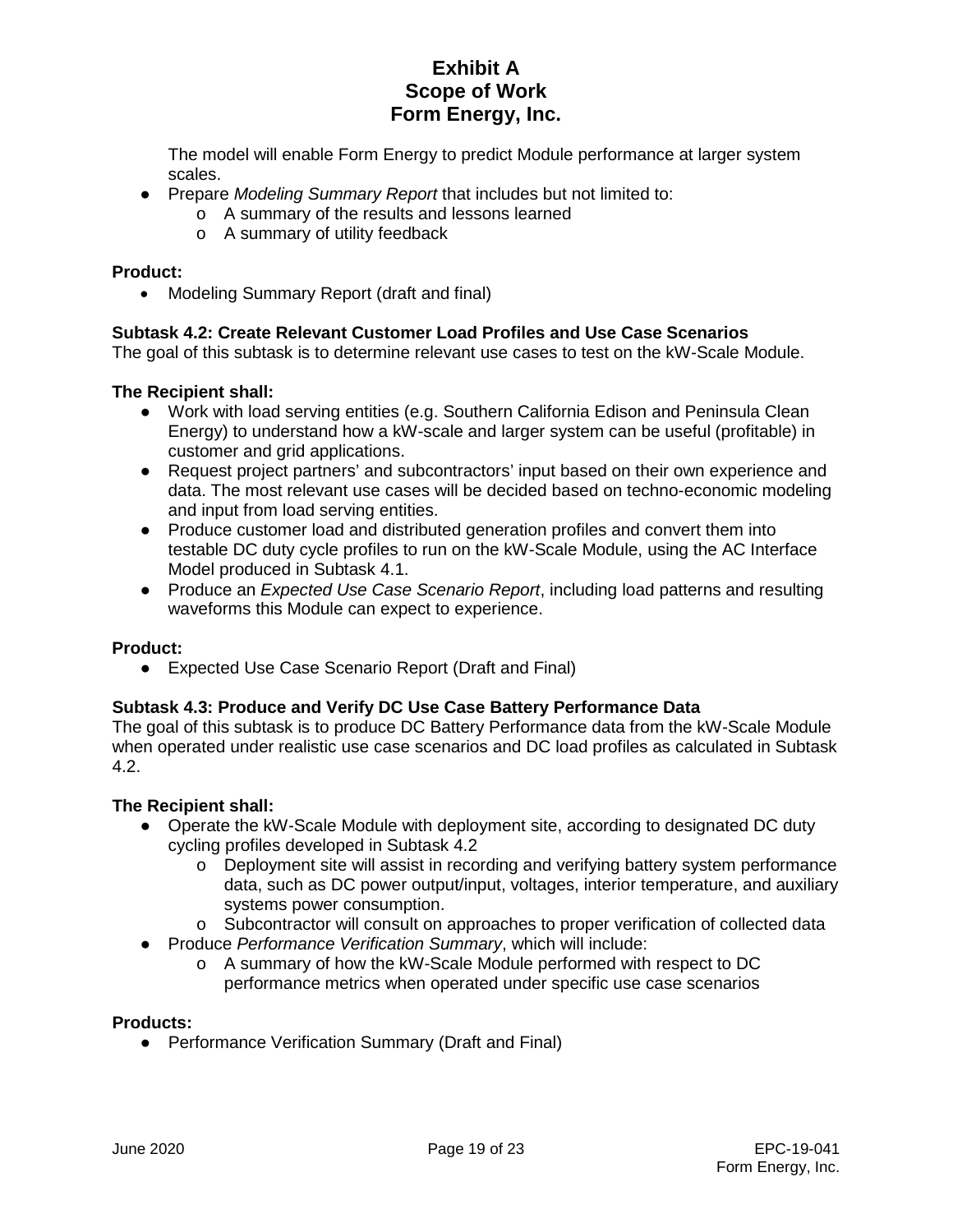The model will enable Form Energy to predict Module performance at larger system scales.

- Prepare *Modeling Summary Report* that includes but not limited to:
  - A summary of the results and lessons learned
  - A summary of utility feedback

**Product:**

- Modeling Summary Report (draft and final)

**Subtask 4.2: Create Relevant Customer Load Profiles and Use Case Scenarios**

The goal of this subtask is to determine relevant use cases to test on the kW-Scale Module.

**The Recipient shall:**

- Work with load serving entities (e.g. Southern California Edison and Peninsula Clean Energy) to understand how a kW-scale and larger system can be useful (profitable) in customer and grid applications.
- Request project partners' and subcontractors' input based on their own experience and data. The most relevant use cases will be decided based on techno-economic modeling and input from load serving entities.
- Produce customer load and distributed generation profiles and convert them into testable DC duty cycle profiles to run on the kW-Scale Module, using the AC Interface Model produced in Subtask 4.1.
- Produce an *Expected Use Case Scenario Report*, including load patterns and resulting waveforms this Module can expect to experience.

**Product:**

- Expected Use Case Scenario Report (Draft and Final)

**Subtask 4.3: Produce and Verify DC Use Case Battery Performance Data**

The goal of this subtask is to produce DC Battery Performance data from the kW-Scale Module when operated under realistic use case scenarios and DC load profiles as calculated in Subtask 4.2.

**The Recipient shall:**

- Operate the kW-Scale Module with deployment site, according to designated DC duty cycling profiles developed in Subtask 4.2
  - Deployment site will assist in recording and verifying battery system performance data, such as DC power output/input, voltages, interior temperature, and auxiliary systems power consumption.
  - Subcontractor will consult on approaches to proper verification of collected data
- Produce *Performance Verification Summary*, which will include:
  - A summary of how the kW-Scale Module performed with respect to DC performance metrics when operated under specific use case scenarios

**Products:**

- Performance Verification Summary (Draft and Final)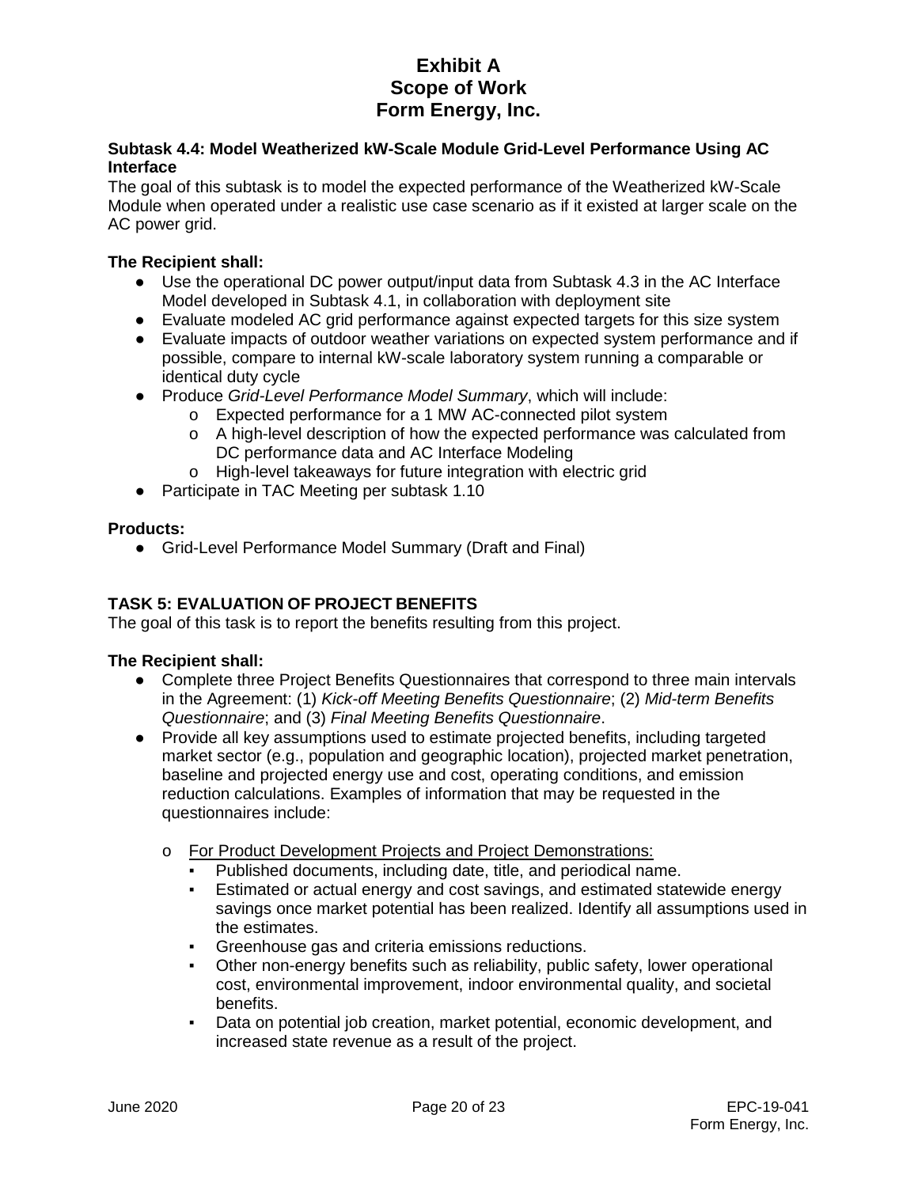### Subtask 4.4: Model Weatherized kW-Scale Module Grid-Level Performance Using AC Interface

The goal of this subtask is to model the expected performance of the Weatherized kW-Scale Module when operated under a realistic use case scenario as if it existed at larger scale on the AC power grid.

**The Recipient shall:**

- Use the operational DC power output/input data from Subtask 4.3 in the AC Interface Model developed in Subtask 4.1, in collaboration with deployment site
- Evaluate modeled AC grid performance against expected targets for this size system
- Evaluate impacts of outdoor weather variations on expected system performance and if possible, compare to internal kW-scale laboratory system running a comparable or identical duty cycle
- Produce *Grid-Level Performance Model Summary*, which will include:
  - Expected performance for a 1 MW AC-connected pilot system
  - A high-level description of how the expected performance was calculated from DC performance data and AC Interface Modeling
  - High-level takeaways for future integration with electric grid
- Participate in TAC Meeting per subtask 1.10

**Products:**

- Grid-Level Performance Model Summary (Draft and Final)

## TASK 5: EVALUATION OF PROJECT BENEFITS

The goal of this task is to report the benefits resulting from this project.

**The Recipient shall:**

- Complete three Project Benefits Questionnaires that correspond to three main intervals in the Agreement: (1) *Kick-off Meeting Benefits Questionnaire*; (2) *Mid-term Benefits Questionnaire*; and (3) *Final Meeting Benefits Questionnaire*.
- Provide all key assumptions used to estimate projected benefits, including targeted market sector (e.g., population and geographic location), projected market penetration, baseline and projected energy use and cost, operating conditions, and emission reduction calculations. Examples of information that may be requested in the questionnaires include:
  - <u>For Product Development Projects and Project Demonstrations:</u>
    - Published documents, including date, title, and periodical name.
    - Estimated or actual energy and cost savings, and estimated statewide energy savings once market potential has been realized. Identify all assumptions used in the estimates.
    - Greenhouse gas and criteria emissions reductions.
    - Other non-energy benefits such as reliability, public safety, lower operational cost, environmental improvement, indoor environmental quality, and societal benefits.
    - Data on potential job creation, market potential, economic development, and increased state revenue as a result of the project.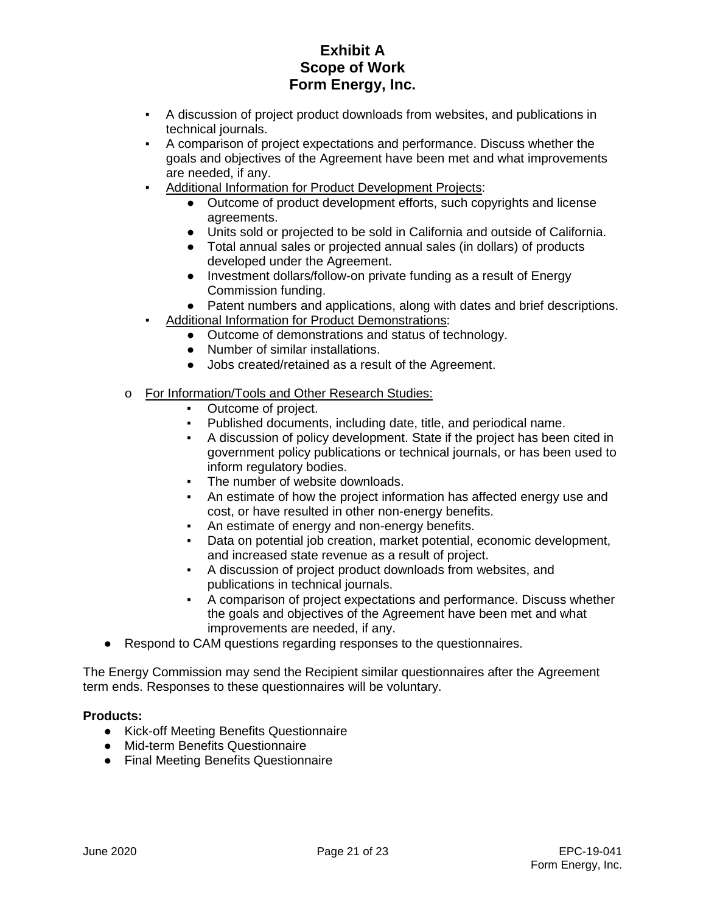- A discussion of project product downloads from websites, and publications in technical journals.
- A comparison of project expectations and performance. Discuss whether the goals and objectives of the Agreement have been met and what improvements are needed, if any.
- Additional Information for Product Development Projects:
  - Outcome of product development efforts, such copyrights and license agreements.
  - Units sold or projected to be sold in California and outside of California.
  - Total annual sales or projected annual sales (in dollars) of products developed under the Agreement.
  - Investment dollars/follow-on private funding as a result of Energy Commission funding.
  - Patent numbers and applications, along with dates and brief descriptions.
- Additional Information for Product Demonstrations:
  - Outcome of demonstrations and status of technology.
  - Number of similar installations.
  - Jobs created/retained as a result of the Agreement.

- For Information/Tools and Other Research Studies:
  - Outcome of project.
  - Published documents, including date, title, and periodical name.
  - A discussion of policy development. State if the project has been cited in government policy publications or technical journals, or has been used to inform regulatory bodies.
  - The number of website downloads.
  - An estimate of how the project information has affected energy use and cost, or have resulted in other non-energy benefits.
  - An estimate of energy and non-energy benefits.
  - Data on potential job creation, market potential, economic development, and increased state revenue as a result of project.
  - A discussion of project product downloads from websites, and publications in technical journals.
  - A comparison of project expectations and performance. Discuss whether the goals and objectives of the Agreement have been met and what improvements are needed, if any.

- Respond to CAM questions regarding responses to the questionnaires.

The Energy Commission may send the Recipient similar questionnaires after the Agreement term ends. Responses to these questionnaires will be voluntary.

**Products:**

- Kick-off Meeting Benefits Questionnaire
- Mid-term Benefits Questionnaire
- Final Meeting Benefits Questionnaire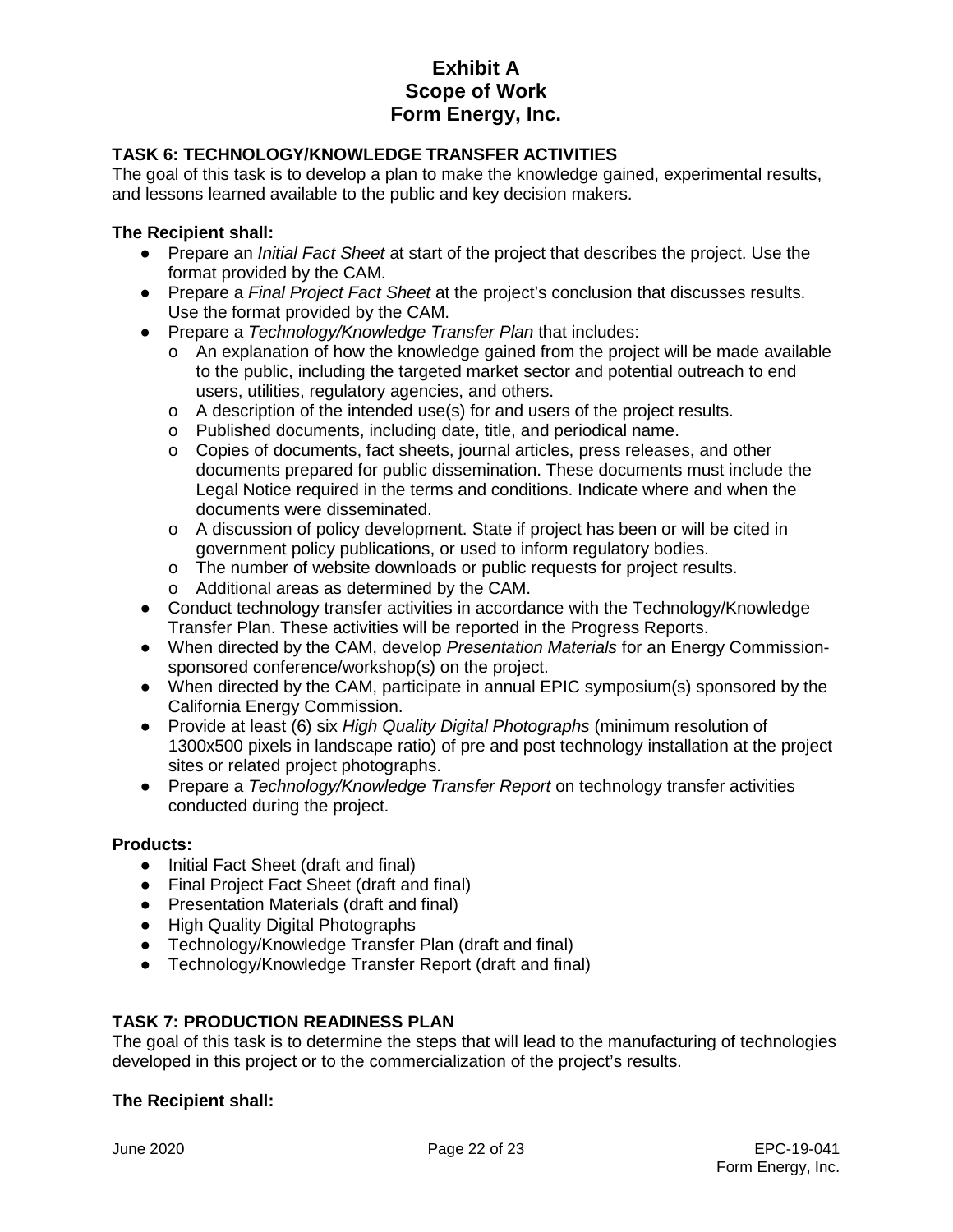### TASK 6: TECHNOLOGY/KNOWLEDGE TRANSFER ACTIVITIES

The goal of this task is to develop a plan to make the knowledge gained, experimental results, and lessons learned available to the public and key decision makers.

**The Recipient shall:**

- Prepare an *Initial Fact Sheet* at start of the project that describes the project. Use the format provided by the CAM.
- Prepare a *Final Project Fact Sheet* at the project's conclusion that discusses results. Use the format provided by the CAM.
- Prepare a *Technology/Knowledge Transfer Plan* that includes:
  - An explanation of how the knowledge gained from the project will be made available to the public, including the targeted market sector and potential outreach to end users, utilities, regulatory agencies, and others.
  - A description of the intended use(s) for and users of the project results.
  - Published documents, including date, title, and periodical name.
  - Copies of documents, fact sheets, journal articles, press releases, and other documents prepared for public dissemination. These documents must include the Legal Notice required in the terms and conditions. Indicate where and when the documents were disseminated.
  - A discussion of policy development. State if project has been or will be cited in government policy publications, or used to inform regulatory bodies.
  - The number of website downloads or public requests for project results.
  - Additional areas as determined by the CAM.
- Conduct technology transfer activities in accordance with the Technology/Knowledge Transfer Plan. These activities will be reported in the Progress Reports.
- When directed by the CAM, develop *Presentation Materials* for an Energy Commission-sponsored conference/workshop(s) on the project.
- When directed by the CAM, participate in annual EPIC symposium(s) sponsored by the California Energy Commission.
- Provide at least (6) six *High Quality Digital Photographs* (minimum resolution of 1300x500 pixels in landscape ratio) of pre and post technology installation at the project sites or related project photographs.
- Prepare a *Technology/Knowledge Transfer Report* on technology transfer activities conducted during the project.

**Products:**

- Initial Fact Sheet (draft and final)
- Final Project Fact Sheet (draft and final)
- Presentation Materials (draft and final)
- High Quality Digital Photographs
- Technology/Knowledge Transfer Plan (draft and final)
- Technology/Knowledge Transfer Report (draft and final)

### TASK 7: PRODUCTION READINESS PLAN

The goal of this task is to determine the steps that will lead to the manufacturing of technologies developed in this project or to the commercialization of the project's results.

**The Recipient shall:**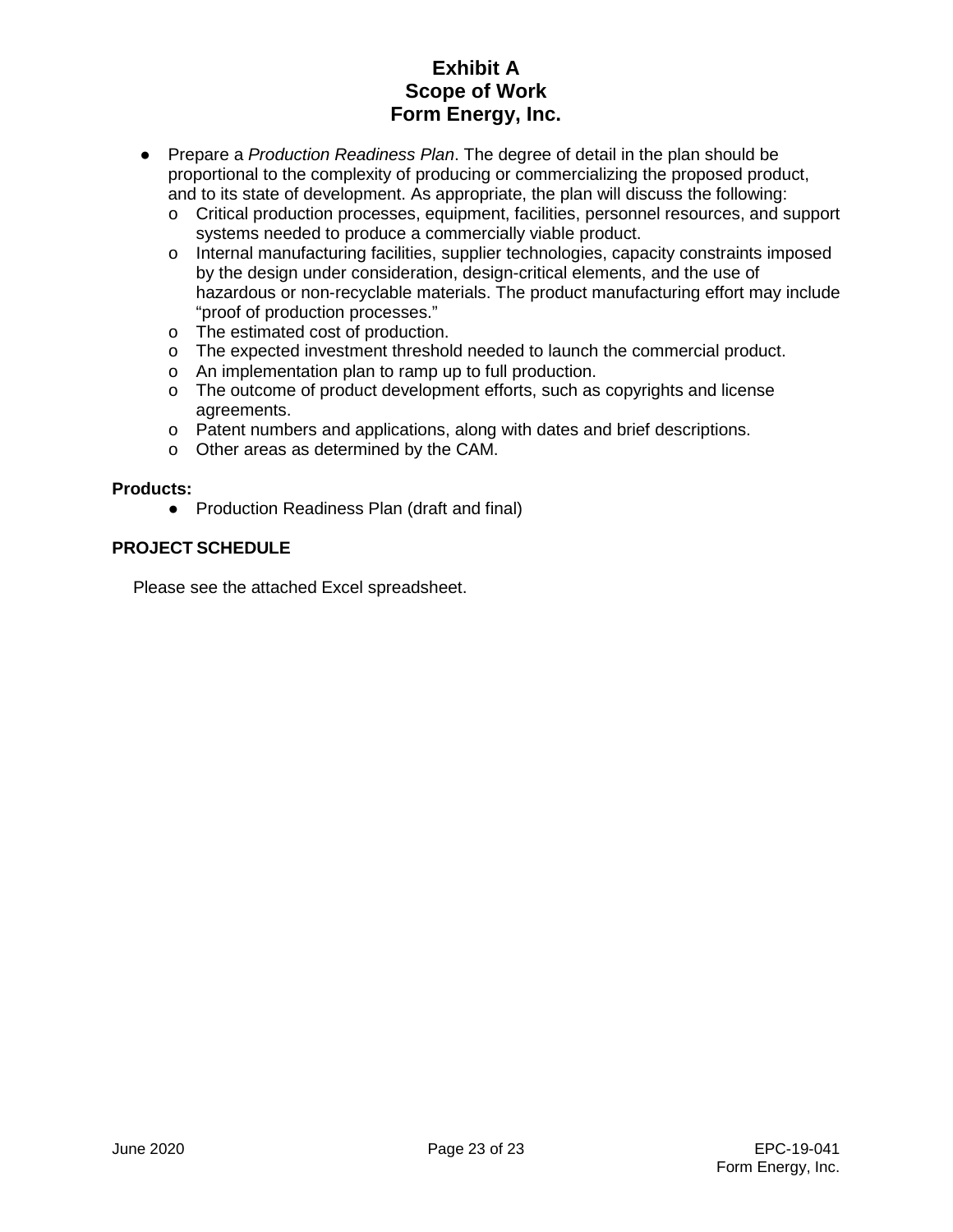- Prepare a *Production Readiness Plan*. The degree of detail in the plan should be proportional to the complexity of producing or commercializing the proposed product, and to its state of development. As appropriate, the plan will discuss the following:
  - Critical production processes, equipment, facilities, personnel resources, and support systems needed to produce a commercially viable product.
  - Internal manufacturing facilities, supplier technologies, capacity constraints imposed by the design under consideration, design-critical elements, and the use of hazardous or non-recyclable materials. The product manufacturing effort may include "proof of production processes."
  - The estimated cost of production.
  - The expected investment threshold needed to launch the commercial product.
  - An implementation plan to ramp up to full production.
  - The outcome of product development efforts, such as copyrights and license agreements.
  - Patent numbers and applications, along with dates and brief descriptions.
  - Other areas as determined by the CAM.

**Products:**

- Production Readiness Plan (draft and final)

**PROJECT SCHEDULE**

Please see the attached Excel spreadsheet.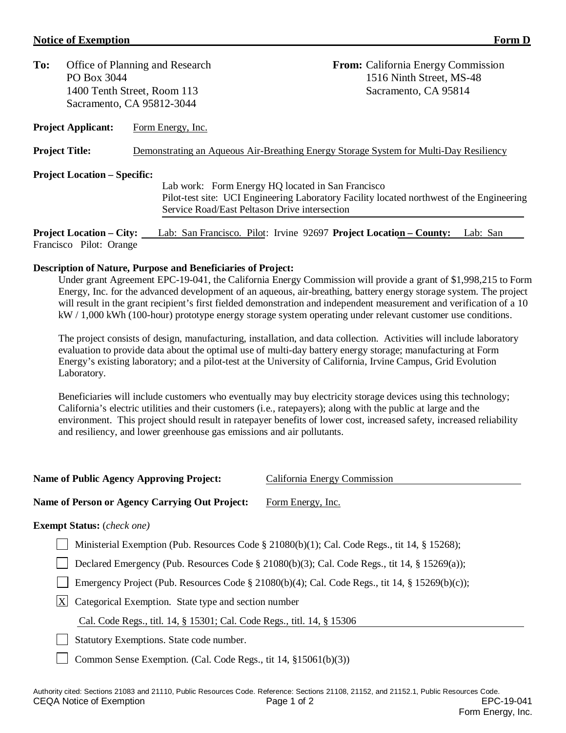## Notice of Exemption — Form D

**To:** Office of Planning and Research
PO Box 3044
1400 Tenth Street, Room 113
Sacramento, CA 95812-3044

**From:** California Energy Commission
1516 Ninth Street, MS-48
Sacramento, CA 95814

**Project Applicant:** Form Energy, Inc.

**Project Title:** Demonstrating an Aqueous Air-Breathing Energy Storage System for Multi-Day Resiliency

**Project Location – Specific:**
Lab work: Form Energy HQ located in San Francisco
Pilot-test site: UCI Engineering Laboratory Facility located northwest of the Engineering Service Road/East Peltason Drive intersection

**Project Location – City:** Lab: San Francisco. Pilot: Irvine 92697 **Project Location – County:** Lab: San Francisco Pilot: Orange

**Description of Nature, Purpose and Beneficiaries of Project:**

Under grant Agreement EPC-19-041, the California Energy Commission will provide a grant of $1,998,215 to Form Energy, Inc. for the advanced development of an aqueous, air-breathing, battery energy storage system. The project will result in the grant recipient's first fielded demonstration and independent measurement and verification of a 10 kW / 1,000 kWh (100-hour) prototype energy storage system operating under relevant customer use conditions.

The project consists of design, manufacturing, installation, and data collection. Activities will include laboratory evaluation to provide data about the optimal use of multi-day battery energy storage; manufacturing at Form Energy's existing laboratory; and a pilot-test at the University of California, Irvine Campus, Grid Evolution Laboratory.

Beneficiaries will include customers who eventually may buy electricity storage devices using this technology; California's electric utilities and their customers (i.e., ratepayers); along with the public at large and the environment. This project should result in ratepayer benefits of lower cost, increased safety, increased reliability and resiliency, and lower greenhouse gas emissions and air pollutants.

**Name of Public Agency Approving Project:** California Energy Commission

**Name of Person or Agency Carrying Out Project:** Form Energy, Inc.

**Exempt Status:** (*check one*)

- [ ] Ministerial Exemption (Pub. Resources Code § 21080(b)(1); Cal. Code Regs., tit 14, § 15268);
- [ ] Declared Emergency (Pub. Resources Code § 21080(b)(3); Cal. Code Regs., tit 14, § 15269(a));
- [ ] Emergency Project (Pub. Resources Code § 21080(b)(4); Cal. Code Regs., tit 14, § 15269(b)(c));
- [X] Categorical Exemption. State type and section number
  Cal. Code Regs., titl. 14, § 15301; Cal. Code Regs., titl. 14, § 15306
- [ ] Statutory Exemptions. State code number.
- [ ] Common Sense Exemption. (Cal. Code Regs., tit 14, §15061(b)(3))

Authority cited: Sections 21083 and 21110, Public Resources Code. Reference: Sections 21108, 21152, and 21152.1, Public Resources Code.

CEQA Notice of Exemption — EPC-19-041 Form Energy, Inc.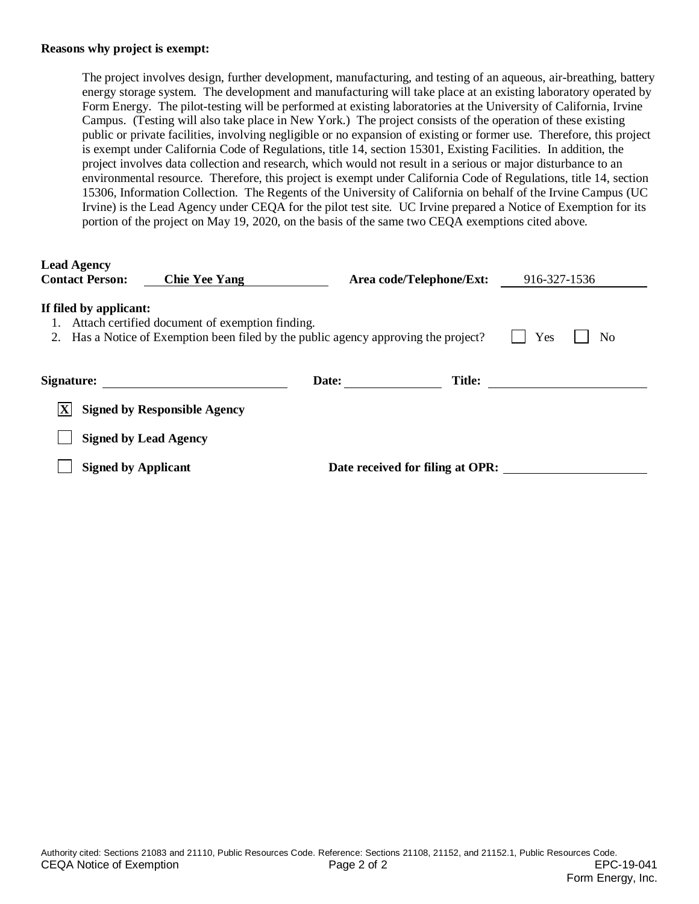**Reasons why project is exempt:**

The project involves design, further development, manufacturing, and testing of an aqueous, air-breathing, battery energy storage system. The development and manufacturing will take place at an existing laboratory operated by Form Energy. The pilot-testing will be performed at existing laboratories at the University of California, Irvine Campus. (Testing will also take place in New York.) The project consists of the operation of these existing public or private facilities, involving negligible or no expansion of existing or former use. Therefore, this project is exempt under California Code of Regulations, title 14, section 15301, Existing Facilities. In addition, the project involves data collection and research, which would not result in a serious or major disturbance to an environmental resource. Therefore, this project is exempt under California Code of Regulations, title 14, section 15306, Information Collection. The Regents of the University of California on behalf of the Irvine Campus (UC Irvine) is the Lead Agency under CEQA for the pilot test site. UC Irvine prepared a Notice of Exemption for its portion of the project on May 19, 2020, on the basis of the same two CEQA exemptions cited above.

**Lead Agency**
**Contact Person:** **Chie Yee Yang** **Area code/Telephone/Ext:** 916-327-1536

**If filed by applicant:**

1. Attach certified document of exemption finding.
2. Has a Notice of Exemption been filed by the public agency approving the project? ☐ Yes ☐ No

**Signature:** ____________ **Date:** ____________ **Title:** ____________

☒ **Signed by Responsible Agency**

☐ **Signed by Lead Agency**

☐ **Signed by Applicant** **Date received for filing at OPR:** ____________

Authority cited: Sections 21083 and 21110, Public Resources Code. Reference: Sections 21108, 21152, and 21152.1, Public Resources Code.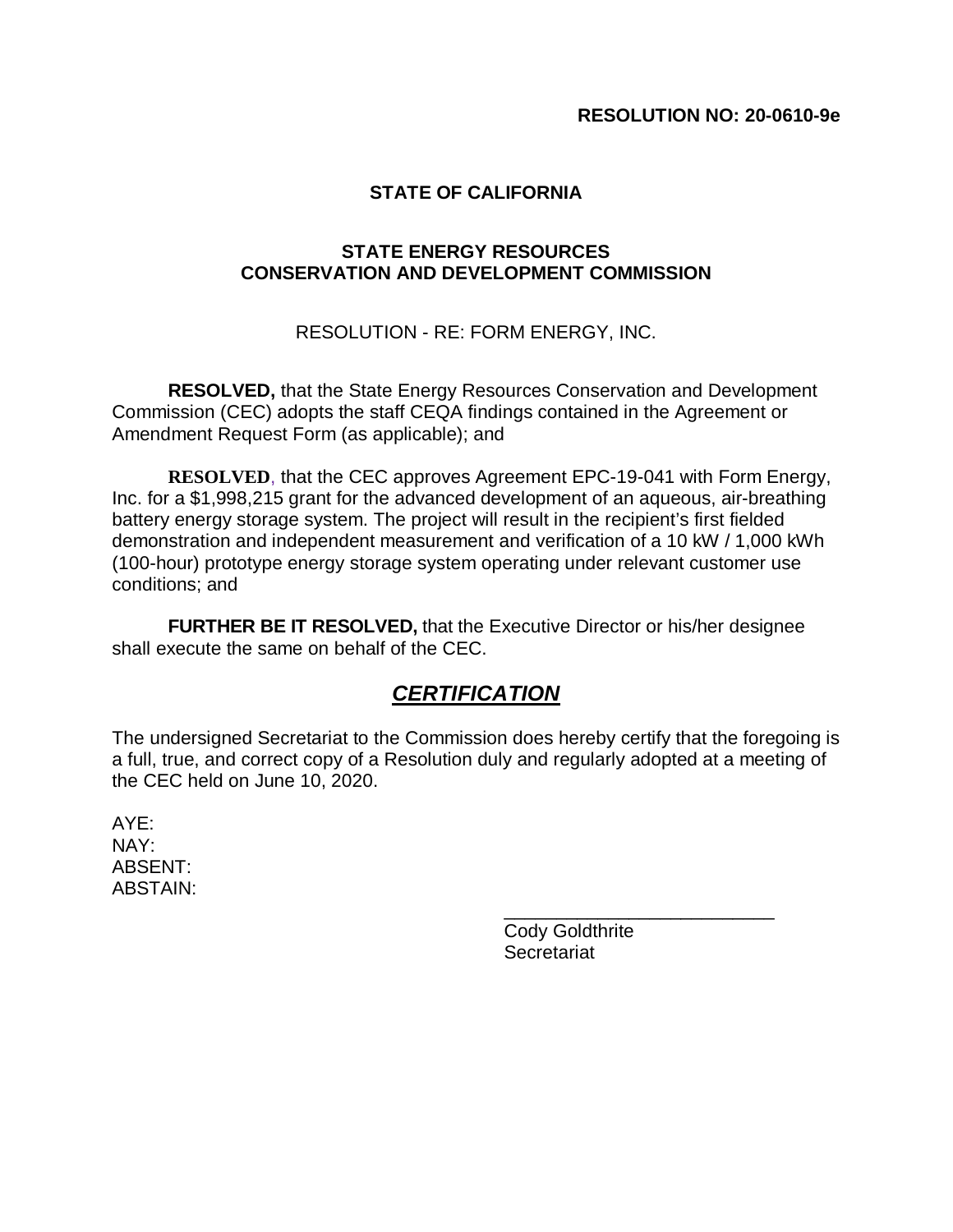**RESOLUTION NO: 20-0610-9e**

**STATE OF CALIFORNIA**

**STATE ENERGY RESOURCES**
**CONSERVATION AND DEVELOPMENT COMMISSION**

RESOLUTION - RE: FORM ENERGY, INC.

**RESOLVED,** that the State Energy Resources Conservation and Development Commission (CEC) adopts the staff CEQA findings contained in the Agreement or Amendment Request Form (as applicable); and

**RESOLVED**, that the CEC approves Agreement EPC-19-041 with Form Energy, Inc. for a $1,998,215 grant for the advanced development of an aqueous, air-breathing battery energy storage system. The project will result in the recipient's first fielded demonstration and independent measurement and verification of a 10 kW / 1,000 kWh (100-hour) prototype energy storage system operating under relevant customer use conditions; and

**FURTHER BE IT RESOLVED,** that the Executive Director or his/her designee shall execute the same on behalf of the CEC.

## ***CERTIFICATION***

The undersigned Secretariat to the Commission does hereby certify that the foregoing is a full, true, and correct copy of a Resolution duly and regularly adopted at a meeting of the CEC held on June 10, 2020.

AYE:
NAY:
ABSENT:
ABSTAIN:

___________________________
Cody Goldthrite
Secretariat